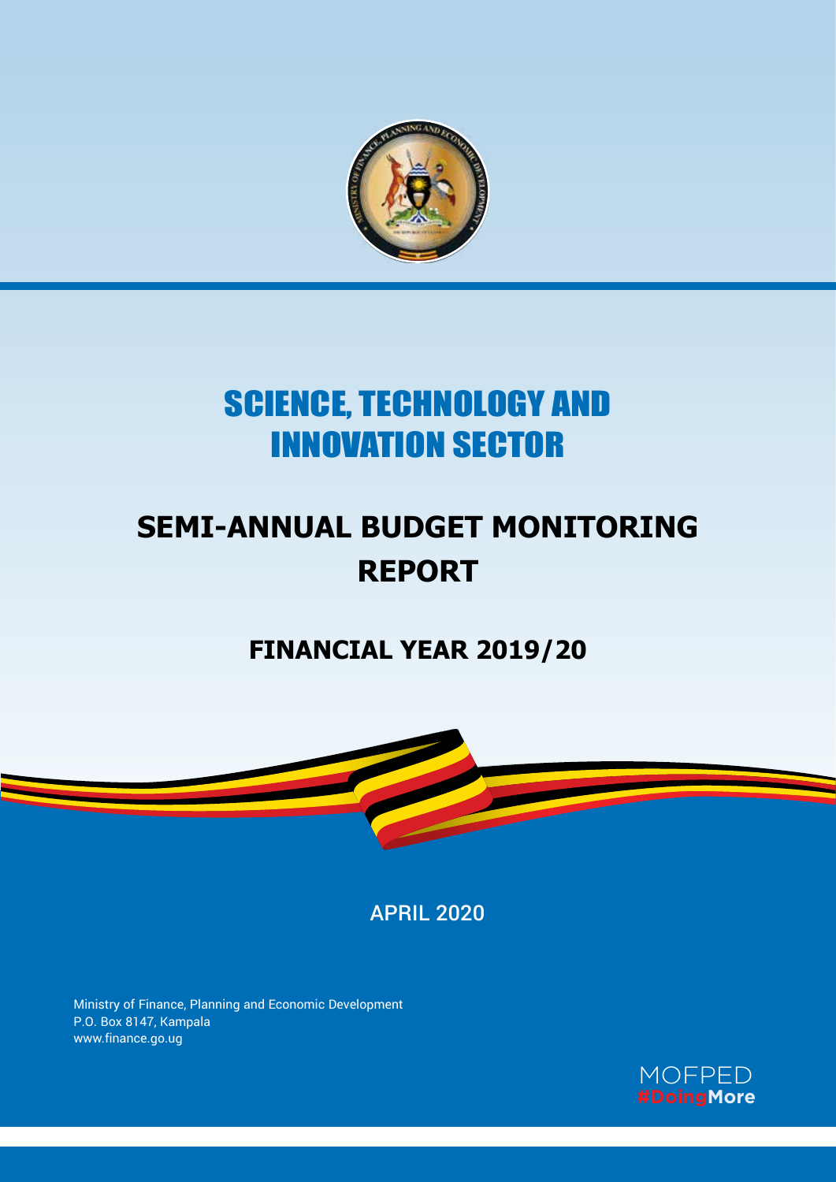# SCIENCE, TECHNOLOGY AND INNOVATION SECTOR

## SEMI-ANNUAL BUDGET MONITORING REPORT

### FINANCIAL YEAR 2019/20

APRIL 2020

Ministry of Finance, Planning and Economic Development
P.O. Box 8147, Kampala
www.finance.go.ug

MOFPED
#DoingMore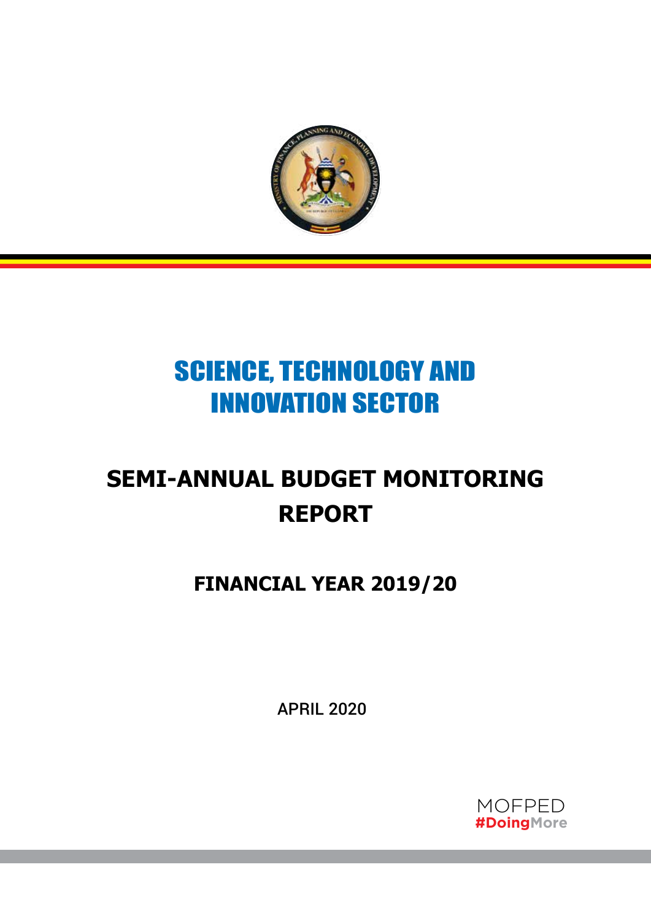# SCIENCE, TECHNOLOGY AND INNOVATION SECTOR

# SEMI-ANNUAL BUDGET MONITORING REPORT

## FINANCIAL YEAR 2019/20

APRIL 2020

MOFPED
#DoingMore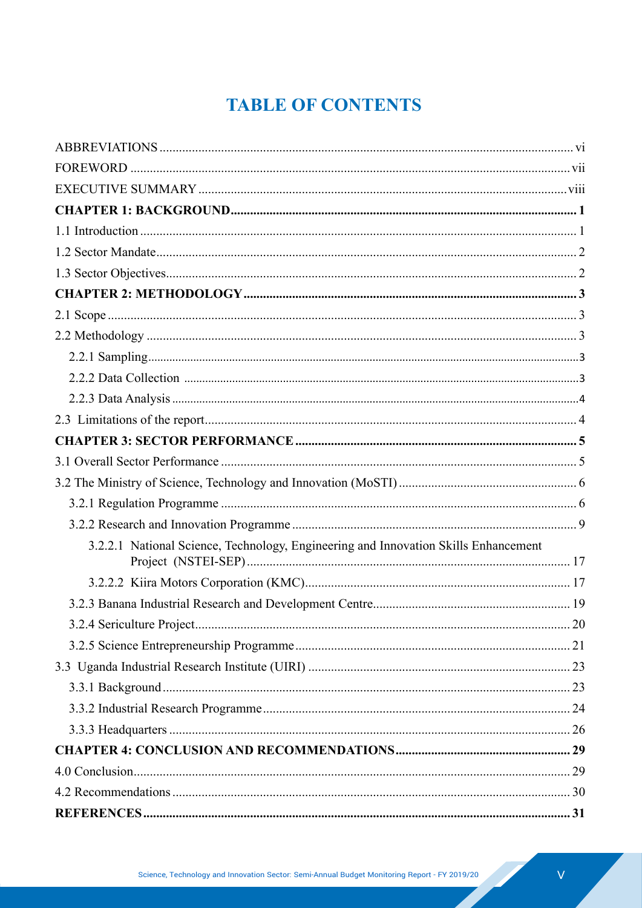# TABLE OF CONTENTS

ABBREVIATIONS ........ vi

FOREWORD ........ vii

EXECUTIVE SUMMARY ........ viii

**CHAPTER 1: BACKGROUND ........ 1**

1.1 Introduction ........ 1

1.2 Sector Mandate ........ 2

1.3 Sector Objectives ........ 2

**CHAPTER 2: METHODOLOGY ........ 3**

2.1 Scope ........ 3

2.2 Methodology ........ 3

- 2.2.1 Sampling ........ 3
- 2.2.2 Data Collection ........ 3
- 2.2.3 Data Analysis ........ 4

2.3 Limitations of the report ........ 4

**CHAPTER 3: SECTOR PERFORMANCE ........ 5**

3.1 Overall Sector Performance ........ 5

3.2 The Ministry of Science, Technology and Innovation (MoSTI) ........ 6

- 3.2.1 Regulation Programme ........ 6
- 3.2.2 Research and Innovation Programme ........ 9
  - 3.2.2.1 National Science, Technology, Engineering and Innovation Skills Enhancement Project (NSTEI-SEP) ........ 17
  - 3.2.2.2 Kiira Motors Corporation (KMC) ........ 17
- 3.2.3 Banana Industrial Research and Development Centre ........ 19
- 3.2.4 Sericulture Project ........ 20
- 3.2.5 Science Entrepreneurship Programme ........ 21

3.3 Uganda Industrial Research Institute (UIRI) ........ 23

- 3.3.1 Background ........ 23
- 3.3.2 Industrial Research Programme ........ 24
- 3.3.3 Headquarters ........ 26

**CHAPTER 4: CONCLUSION AND RECOMMENDATIONS ........ 29**

4.0 Conclusion ........ 29

4.2 Recommendations ........ 30

**REFERENCES ........ 31**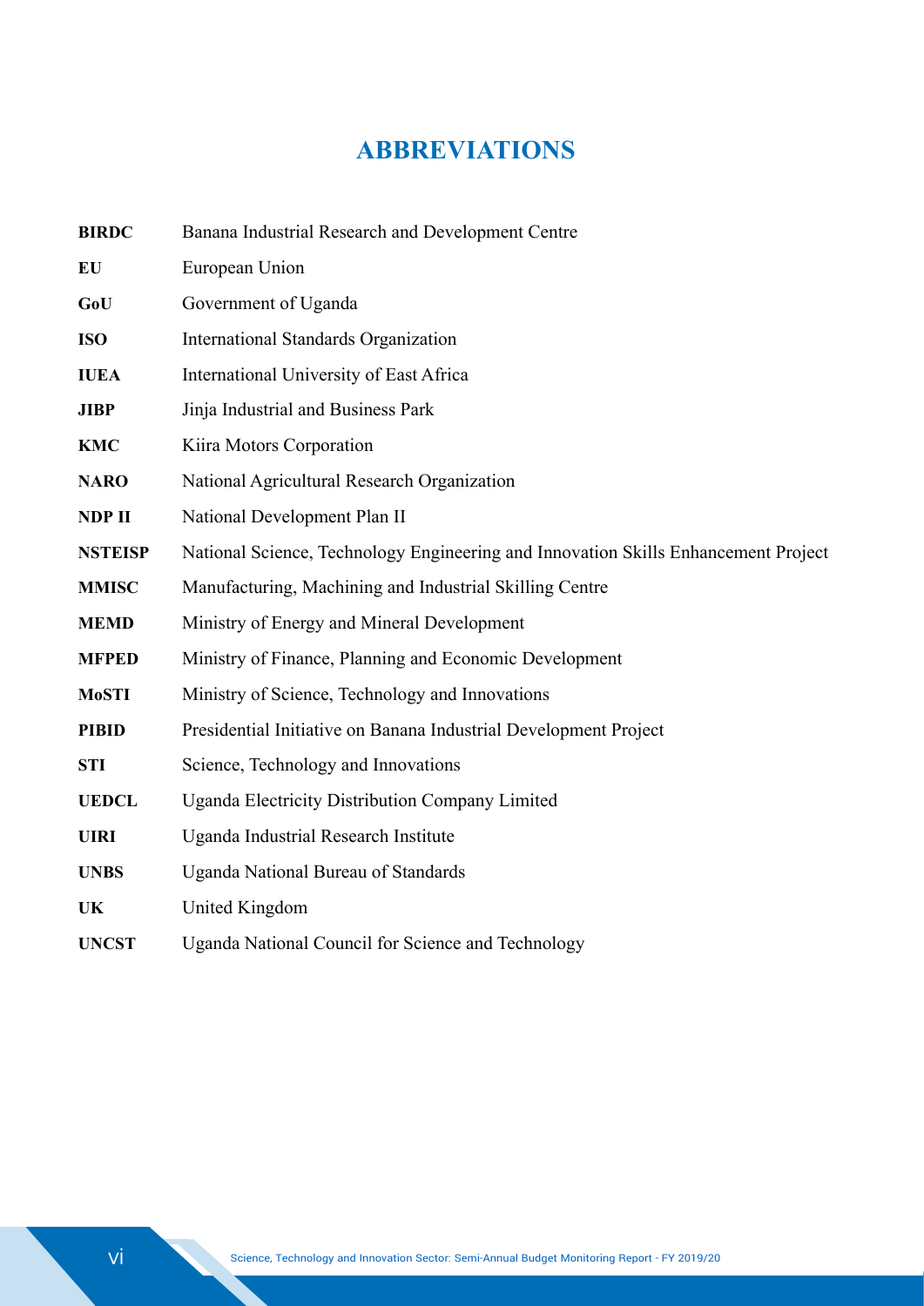# ABBREVIATIONS

| | |
|---|---|
| **BIRDC** | Banana Industrial Research and Development Centre |
| **EU** | European Union |
| **GoU** | Government of Uganda |
| **ISO** | International Standards Organization |
| **IUEA** | International University of East Africa |
| **JIBP** | Jinja Industrial and Business Park |
| **KMC** | Kiira Motors Corporation |
| **NARO** | National Agricultural Research Organization |
| **NDP II** | National Development Plan II |
| **NSTEISP** | National Science, Technology Engineering and Innovation Skills Enhancement Project |
| **MMISC** | Manufacturing, Machining and Industrial Skilling Centre |
| **MEMD** | Ministry of Energy and Mineral Development |
| **MFPED** | Ministry of Finance, Planning and Economic Development |
| **MoSTI** | Ministry of Science, Technology and Innovations |
| **PIBID** | Presidential Initiative on Banana Industrial Development Project |
| **STI** | Science, Technology and Innovations |
| **UEDCL** | Uganda Electricity Distribution Company Limited |
| **UIRI** | Uganda Industrial Research Institute |
| **UNBS** | Uganda National Bureau of Standards |
| **UK** | United Kingdom |
| **UNCST** | Uganda National Council for Science and Technology |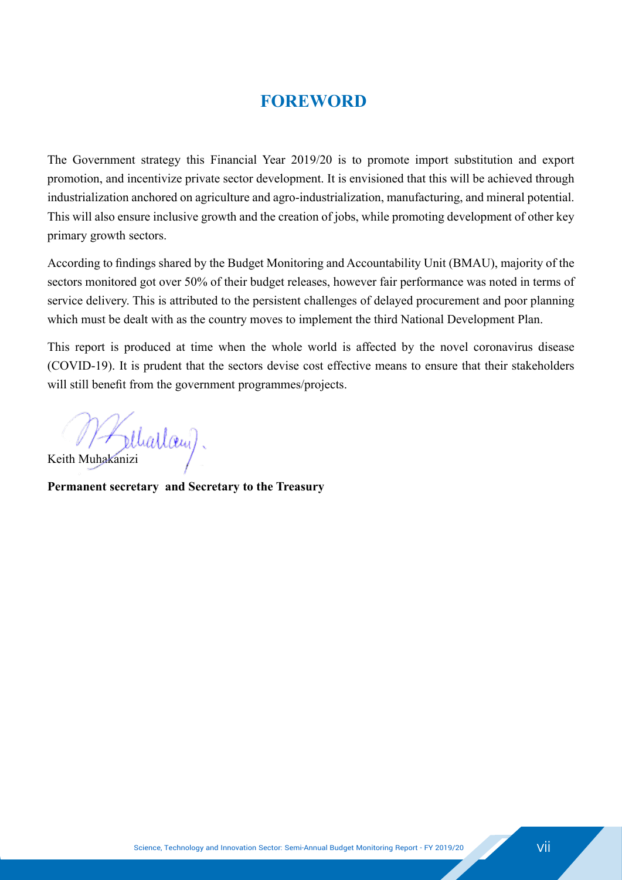# FOREWORD

The Government strategy this Financial Year 2019/20 is to promote import substitution and export promotion, and incentivize private sector development. It is envisioned that this will be achieved through industrialization anchored on agriculture and agro-industrialization, manufacturing, and mineral potential. This will also ensure inclusive growth and the creation of jobs, while promoting development of other key primary growth sectors.

According to findings shared by the Budget Monitoring and Accountability Unit (BMAU), majority of the sectors monitored got over 50% of their budget releases, however fair performance was noted in terms of service delivery. This is attributed to the persistent challenges of delayed procurement and poor planning which must be dealt with as the country moves to implement the third National Development Plan.

This report is produced at time when the whole world is affected by the novel coronavirus disease (COVID-19). It is prudent that the sectors devise cost effective means to ensure that their stakeholders will still benefit from the government programmes/projects.

Keith Muhakanizi

**Permanent secretary  and Secretary to the Treasury**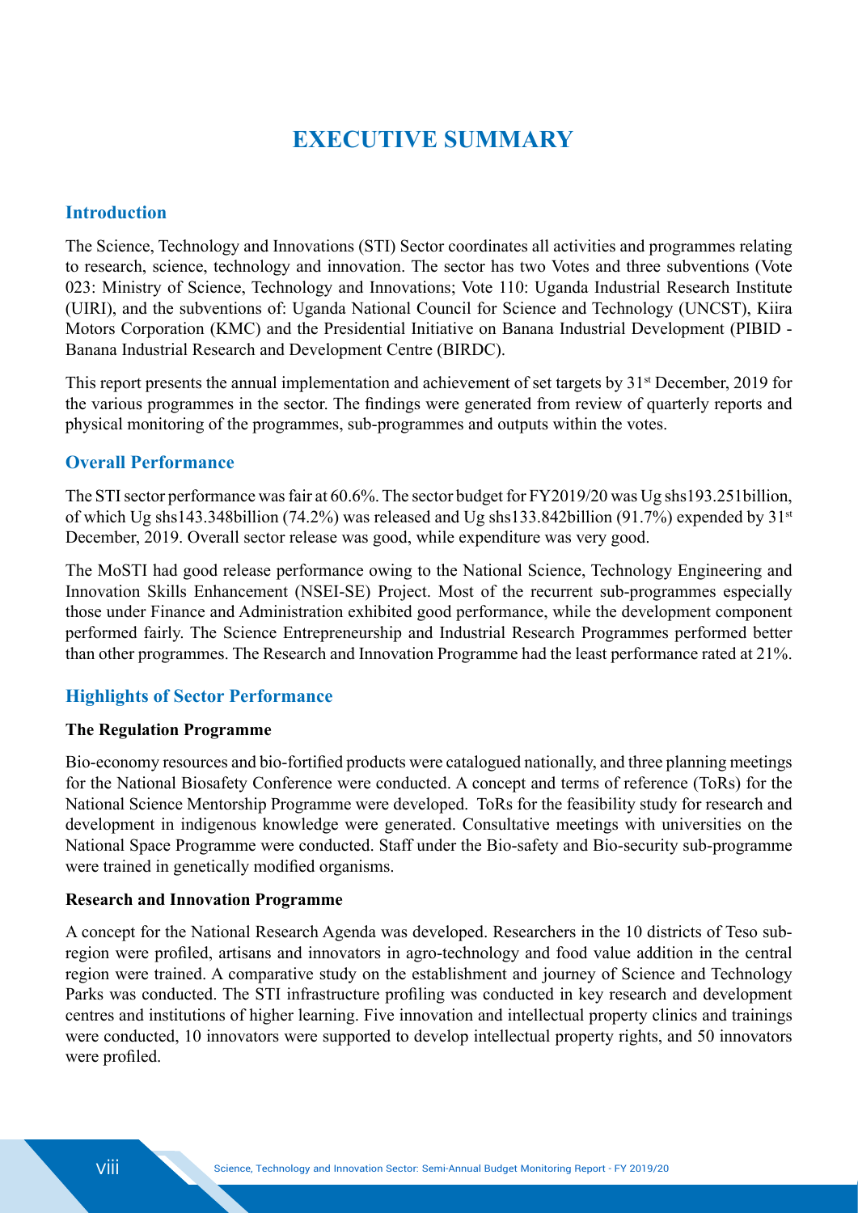# EXECUTIVE SUMMARY

## Introduction

The Science, Technology and Innovations (STI) Sector coordinates all activities and programmes relating to research, science, technology and innovation. The sector has two Votes and three subventions (Vote 023: Ministry of Science, Technology and Innovations; Vote 110: Uganda Industrial Research Institute (UIRI), and the subventions of: Uganda National Council for Science and Technology (UNCST), Kiira Motors Corporation (KMC) and the Presidential Initiative on Banana Industrial Development (PIBID - Banana Industrial Research and Development Centre (BIRDC).

This report presents the annual implementation and achievement of set targets by 31st December, 2019 for the various programmes in the sector. The findings were generated from review of quarterly reports and physical monitoring of the programmes, sub-programmes and outputs within the votes.

## Overall Performance

The STI sector performance was fair at 60.6%. The sector budget for FY2019/20 was Ug shs193.251billion, of which Ug shs143.348billion (74.2%) was released and Ug shs133.842billion (91.7%) expended by 31st December, 2019. Overall sector release was good, while expenditure was very good.

The MoSTI had good release performance owing to the National Science, Technology Engineering and Innovation Skills Enhancement (NSEI-SE) Project. Most of the recurrent sub-programmes especially those under Finance and Administration exhibited good performance, while the development component performed fairly. The Science Entrepreneurship and Industrial Research Programmes performed better than other programmes. The Research and Innovation Programme had the least performance rated at 21%.

## Highlights of Sector Performance

**The Regulation Programme**

Bio-economy resources and bio-fortified products were catalogued nationally, and three planning meetings for the National Biosafety Conference were conducted. A concept and terms of reference (ToRs) for the National Science Mentorship Programme were developed. ToRs for the feasibility study for research and development in indigenous knowledge were generated. Consultative meetings with universities on the National Space Programme were conducted. Staff under the Bio-safety and Bio-security sub-programme were trained in genetically modified organisms.

**Research and Innovation Programme**

A concept for the National Research Agenda was developed. Researchers in the 10 districts of Teso sub-region were profiled, artisans and innovators in agro-technology and food value addition in the central region were trained. A comparative study on the establishment and journey of Science and Technology Parks was conducted. The STI infrastructure profiling was conducted in key research and development centres and institutions of higher learning. Five innovation and intellectual property clinics and trainings were conducted, 10 innovators were supported to develop intellectual property rights, and 50 innovators were profiled.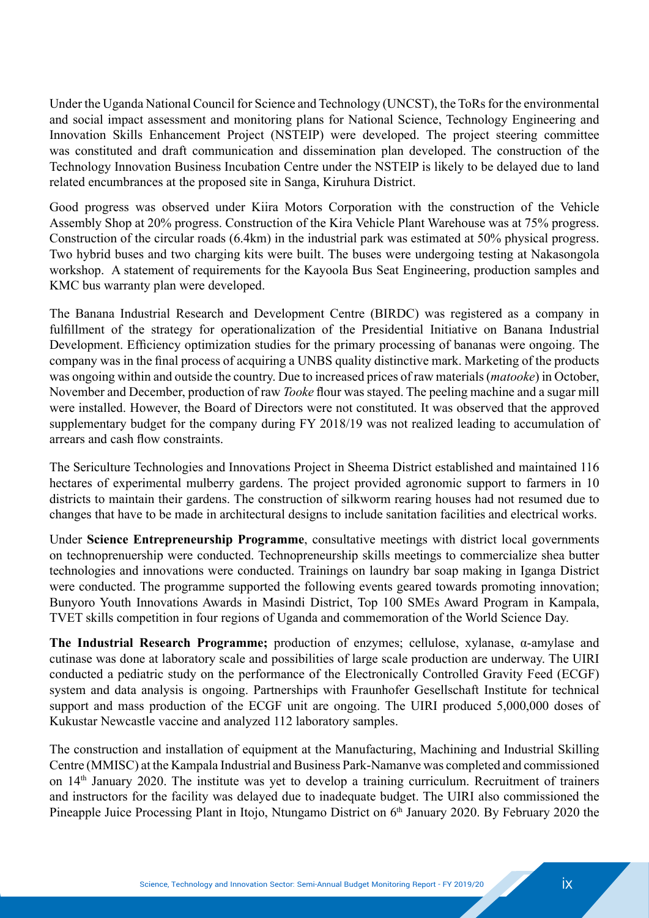Under the Uganda National Council for Science and Technology (UNCST), the ToRs for the environmental and social impact assessment and monitoring plans for National Science, Technology Engineering and Innovation Skills Enhancement Project (NSTEIP) were developed. The project steering committee was constituted and draft communication and dissemination plan developed. The construction of the Technology Innovation Business Incubation Centre under the NSTEIP is likely to be delayed due to land related encumbrances at the proposed site in Sanga, Kiruhura District.

Good progress was observed under Kiira Motors Corporation with the construction of the Vehicle Assembly Shop at 20% progress. Construction of the Kira Vehicle Plant Warehouse was at 75% progress. Construction of the circular roads (6.4km) in the industrial park was estimated at 50% physical progress. Two hybrid buses and two charging kits were built. The buses were undergoing testing at Nakasongola workshop. A statement of requirements for the Kayoola Bus Seat Engineering, production samples and KMC bus warranty plan were developed.

The Banana Industrial Research and Development Centre (BIRDC) was registered as a company in fulfillment of the strategy for operationalization of the Presidential Initiative on Banana Industrial Development. Efficiency optimization studies for the primary processing of bananas were ongoing. The company was in the final process of acquiring a UNBS quality distinctive mark. Marketing of the products was ongoing within and outside the country. Due to increased prices of raw materials (*matooke*) in October, November and December, production of raw *Tooke* flour was stayed. The peeling machine and a sugar mill were installed. However, the Board of Directors were not constituted. It was observed that the approved supplementary budget for the company during FY 2018/19 was not realized leading to accumulation of arrears and cash flow constraints.

The Sericulture Technologies and Innovations Project in Sheema District established and maintained 116 hectares of experimental mulberry gardens. The project provided agronomic support to farmers in 10 districts to maintain their gardens. The construction of silkworm rearing houses had not resumed due to changes that have to be made in architectural designs to include sanitation facilities and electrical works.

Under **Science Entrepreneurship Programme**, consultative meetings with district local governments on technoprenuership were conducted. Technopreneurship skills meetings to commercialize shea butter technologies and innovations were conducted. Trainings on laundry bar soap making in Iganga District were conducted. The programme supported the following events geared towards promoting innovation; Bunyoro Youth Innovations Awards in Masindi District, Top 100 SMEs Award Program in Kampala, TVET skills competition in four regions of Uganda and commemoration of the World Science Day.

**The Industrial Research Programme;** production of enzymes; cellulose, xylanase, α-amylase and cutinase was done at laboratory scale and possibilities of large scale production are underway. The UIRI conducted a pediatric study on the performance of the Electronically Controlled Gravity Feed (ECGF) system and data analysis is ongoing. Partnerships with Fraunhofer Gesellschaft Institute for technical support and mass production of the ECGF unit are ongoing. The UIRI produced 5,000,000 doses of Kukustar Newcastle vaccine and analyzed 112 laboratory samples.

The construction and installation of equipment at the Manufacturing, Machining and Industrial Skilling Centre (MMISC) at the Kampala Industrial and Business Park-Namanve was completed and commissioned on 14th January 2020. The institute was yet to develop a training curriculum. Recruitment of trainers and instructors for the facility was delayed due to inadequate budget. The UIRI also commissioned the Pineapple Juice Processing Plant in Itojo, Ntungamo District on 6th January 2020. By February 2020 the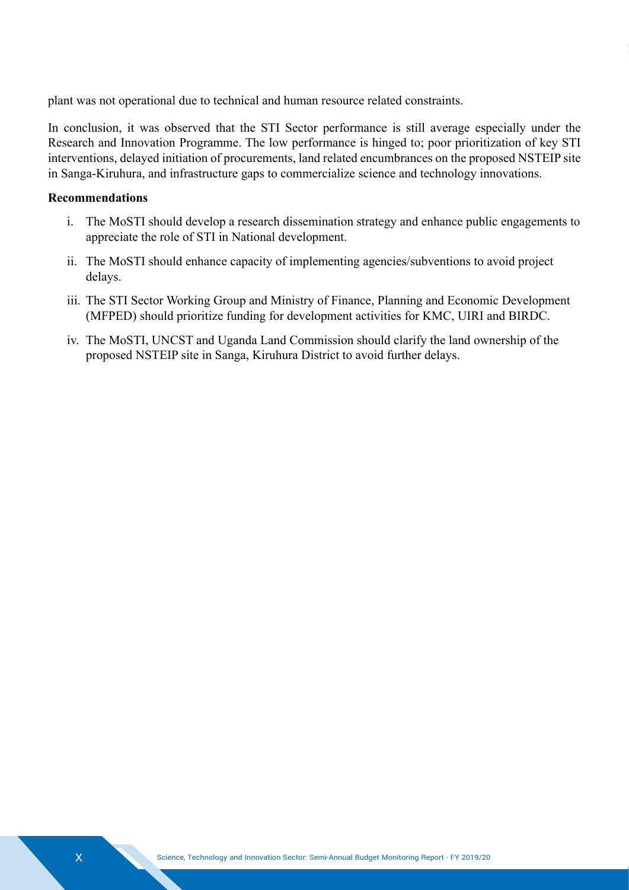plant was not operational due to technical and human resource related constraints.

In conclusion, it was observed that the STI Sector performance is still average especially under the Research and Innovation Programme. The low performance is hinged to; poor prioritization of key STI interventions, delayed initiation of procurements, land related encumbrances on the proposed NSTEIP site in Sanga-Kiruhura, and infrastructure gaps to commercialize science and technology innovations.

**Recommendations**

i. The MoSTI should develop a research dissemination strategy and enhance public engagements to appreciate the role of STI in National development.

ii. The MoSTI should enhance capacity of implementing agencies/subventions to avoid project delays.

iii. The STI Sector Working Group and Ministry of Finance, Planning and Economic Development (MFPED) should prioritize funding for development activities for KMC, UIRI and BIRDC.

iv. The MoSTI, UNCST and Uganda Land Commission should clarify the land ownership of the proposed NSTEIP site in Sanga, Kiruhura District to avoid further delays.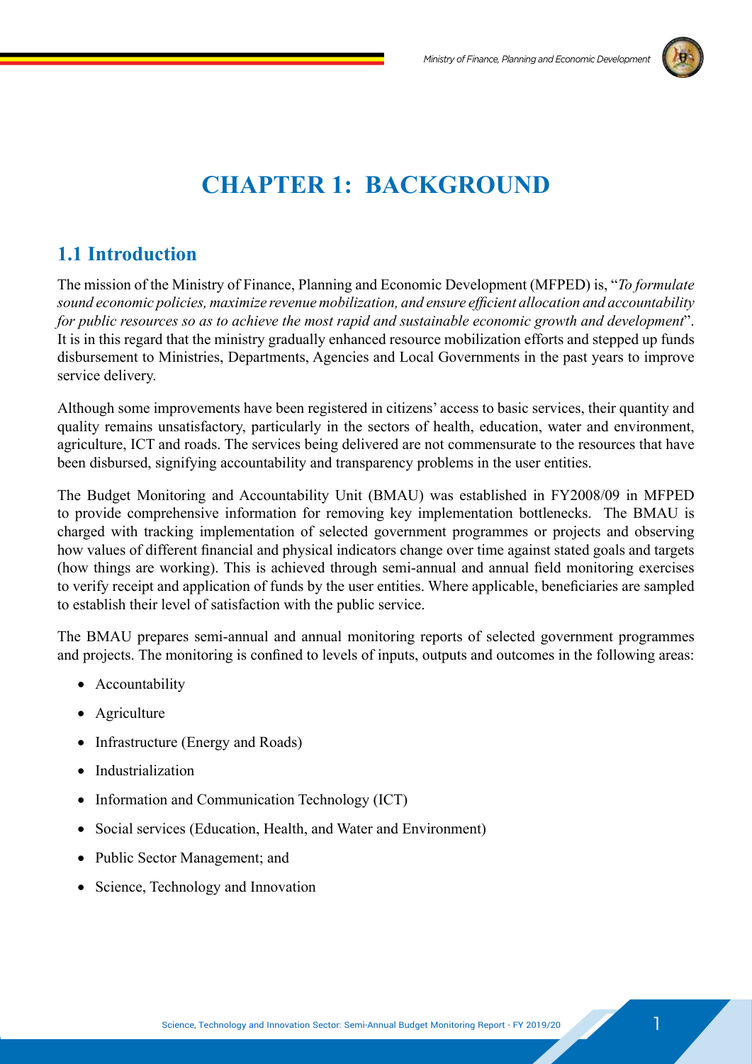# CHAPTER 1: BACKGROUND

## 1.1 Introduction

The mission of the Ministry of Finance, Planning and Economic Development (MFPED) is, "*To formulate sound economic policies, maximize revenue mobilization, and ensure efficient allocation and accountability for public resources so as to achieve the most rapid and sustainable economic growth and development*". It is in this regard that the ministry gradually enhanced resource mobilization efforts and stepped up funds disbursement to Ministries, Departments, Agencies and Local Governments in the past years to improve service delivery.

Although some improvements have been registered in citizens' access to basic services, their quantity and quality remains unsatisfactory, particularly in the sectors of health, education, water and environment, agriculture, ICT and roads. The services being delivered are not commensurate to the resources that have been disbursed, signifying accountability and transparency problems in the user entities.

The Budget Monitoring and Accountability Unit (BMAU) was established in FY2008/09 in MFPED to provide comprehensive information for removing key implementation bottlenecks. The BMAU is charged with tracking implementation of selected government programmes or projects and observing how values of different financial and physical indicators change over time against stated goals and targets (how things are working). This is achieved through semi-annual and annual field monitoring exercises to verify receipt and application of funds by the user entities. Where applicable, beneficiaries are sampled to establish their level of satisfaction with the public service.

The BMAU prepares semi-annual and annual monitoring reports of selected government programmes and projects. The monitoring is confined to levels of inputs, outputs and outcomes in the following areas:

- Accountability
- Agriculture
- Infrastructure (Energy and Roads)
- Industrialization
- Information and Communication Technology (ICT)
- Social services (Education, Health, and Water and Environment)
- Public Sector Management; and
- Science, Technology and Innovation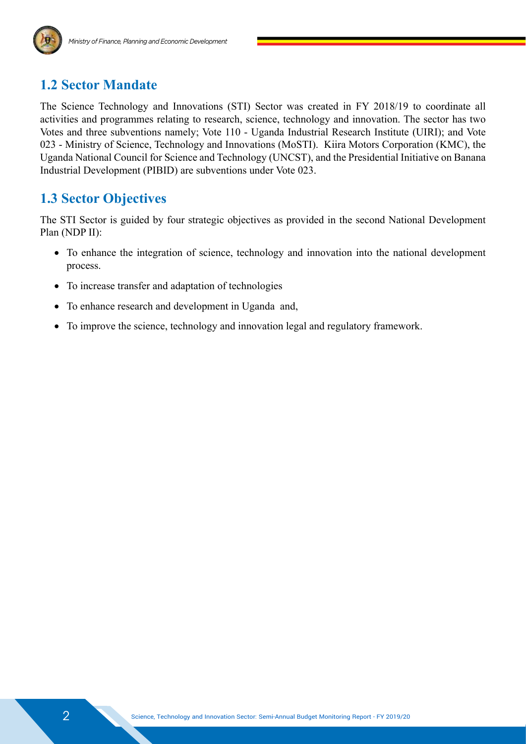## 1.2 Sector Mandate

The Science Technology and Innovations (STI) Sector was created in FY 2018/19 to coordinate all activities and programmes relating to research, science, technology and innovation. The sector has two Votes and three subventions namely; Vote 110 - Uganda Industrial Research Institute (UIRI); and Vote 023 - Ministry of Science, Technology and Innovations (MoSTI). Kiira Motors Corporation (KMC), the Uganda National Council for Science and Technology (UNCST), and the Presidential Initiative on Banana Industrial Development (PIBID) are subventions under Vote 023.

## 1.3 Sector Objectives

The STI Sector is guided by four strategic objectives as provided in the second National Development Plan (NDP II):

- To enhance the integration of science, technology and innovation into the national development process.
- To increase transfer and adaptation of technologies
- To enhance research and development in Uganda and,
- To improve the science, technology and innovation legal and regulatory framework.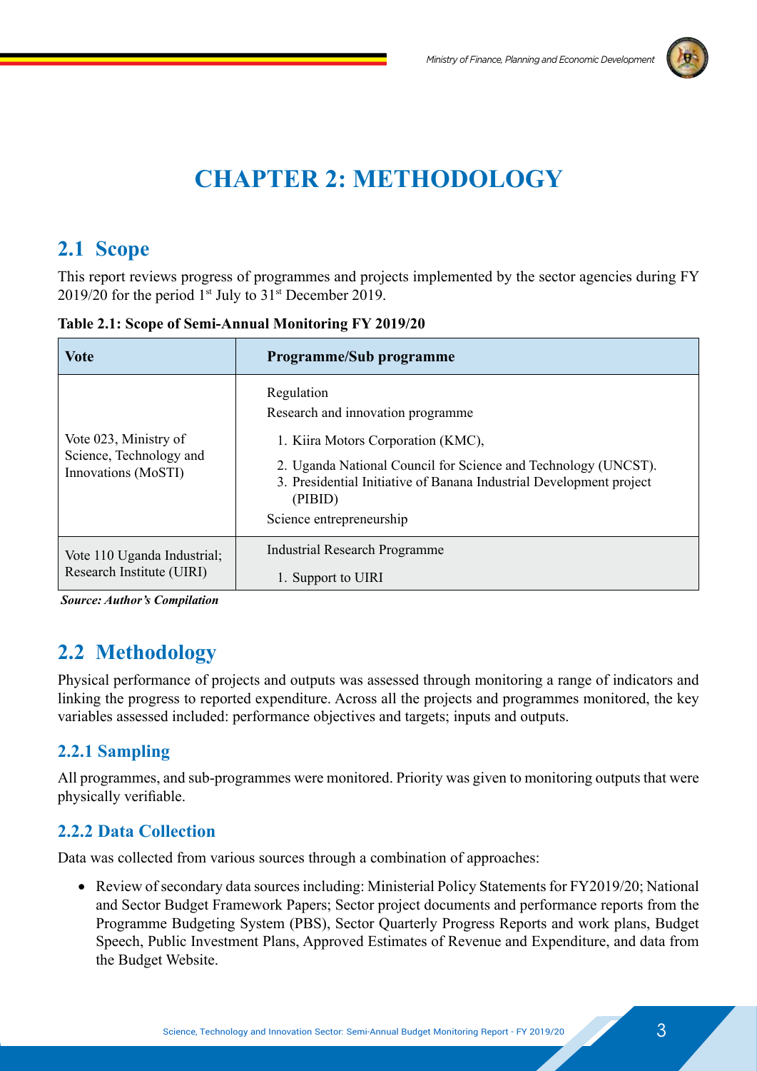# CHAPTER 2: METHODOLOGY

## 2.1 Scope

This report reviews progress of programmes and projects implemented by the sector agencies during FY 2019/20 for the period 1st July to 31st December 2019.

**Table 2.1: Scope of Semi-Annual Monitoring FY 2019/20**

| Vote | Programme/Sub programme |
|---|---|
| Vote 023, Ministry of Science, Technology and Innovations (MoSTI) | Regulation<br>Research and innovation programme<br>1. Kiira Motors Corporation (KMC),<br>2. Uganda National Council for Science and Technology (UNCST).<br>3. Presidential Initiative of Banana Industrial Development project (PIBID)<br>Science entrepreneurship |
| Vote 110 Uganda Industrial; Research Institute (UIRI) | Industrial Research Programme<br>1. Support to UIRI |

***Source: Author's Compilation***

## 2.2 Methodology

Physical performance of projects and outputs was assessed through monitoring a range of indicators and linking the progress to reported expenditure. Across all the projects and programmes monitored, the key variables assessed included: performance objectives and targets; inputs and outputs.

### 2.2.1 Sampling

All programmes, and sub-programmes were monitored. Priority was given to monitoring outputs that were physically verifiable.

### 2.2.2 Data Collection

Data was collected from various sources through a combination of approaches:

- Review of secondary data sources including: Ministerial Policy Statements for FY2019/20; National and Sector Budget Framework Papers; Sector project documents and performance reports from the Programme Budgeting System (PBS), Sector Quarterly Progress Reports and work plans, Budget Speech, Public Investment Plans, Approved Estimates of Revenue and Expenditure, and data from the Budget Website.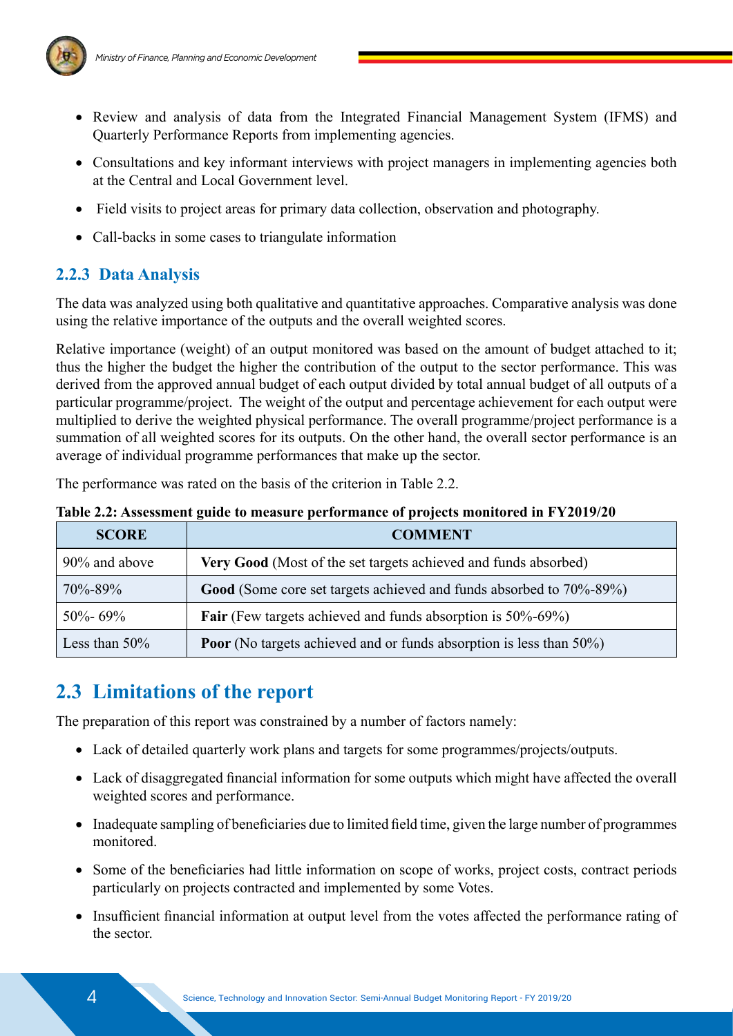- Review and analysis of data from the Integrated Financial Management System (IFMS) and Quarterly Performance Reports from implementing agencies.
- Consultations and key informant interviews with project managers in implementing agencies both at the Central and Local Government level.
- Field visits to project areas for primary data collection, observation and photography.
- Call-backs in some cases to triangulate information

### 2.2.3 Data Analysis

The data was analyzed using both qualitative and quantitative approaches. Comparative analysis was done using the relative importance of the outputs and the overall weighted scores.

Relative importance (weight) of an output monitored was based on the amount of budget attached to it; thus the higher the budget the higher the contribution of the output to the sector performance. This was derived from the approved annual budget of each output divided by total annual budget of all outputs of a particular programme/project. The weight of the output and percentage achievement for each output were multiplied to derive the weighted physical performance. The overall programme/project performance is a summation of all weighted scores for its outputs. On the other hand, the overall sector performance is an average of individual programme performances that make up the sector.

The performance was rated on the basis of the criterion in Table 2.2.

**Table 2.2: Assessment guide to measure performance of projects monitored in FY2019/20**

| SCORE | COMMENT |
|---|---|
| 90% and above | **Very Good** (Most of the set targets achieved and funds absorbed) |
| 70%-89% | **Good** (Some core set targets achieved and funds absorbed to 70%-89%) |
| 50%- 69% | **Fair** (Few targets achieved and funds absorption is 50%-69%) |
| Less than 50% | **Poor** (No targets achieved and or funds absorption is less than 50%) |

## 2.3 Limitations of the report

The preparation of this report was constrained by a number of factors namely:

- Lack of detailed quarterly work plans and targets for some programmes/projects/outputs.
- Lack of disaggregated financial information for some outputs which might have affected the overall weighted scores and performance.
- Inadequate sampling of beneficiaries due to limited field time, given the large number of programmes monitored.
- Some of the beneficiaries had little information on scope of works, project costs, contract periods particularly on projects contracted and implemented by some Votes.
- Insufficient financial information at output level from the votes affected the performance rating of the sector.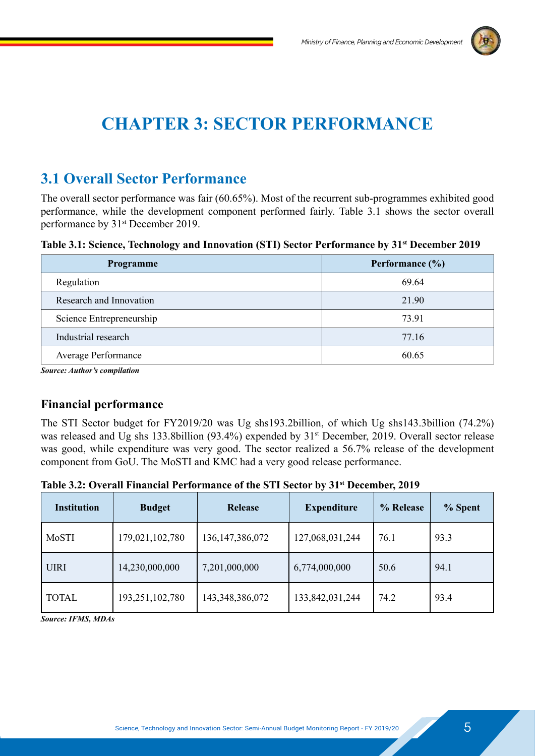# CHAPTER 3: SECTOR PERFORMANCE

## 3.1 Overall Sector Performance

The overall sector performance was fair (60.65%). Most of the recurrent sub-programmes exhibited good performance, while the development component performed fairly. Table 3.1 shows the sector overall performance by 31st December 2019.

**Table 3.1: Science, Technology and Innovation (STI) Sector Performance by 31st December 2019**

| Programme | Performance (%) |
|---|---|
| Regulation | 69.64 |
| Research and Innovation | 21.90 |
| Science Entrepreneurship | 73.91 |
| Industrial research | 77.16 |
| Average Performance | 60.65 |

***Source: Author's compilation***

### Financial performance

The STI Sector budget for FY2019/20 was Ug shs193.2billion, of which Ug shs143.3billion (74.2%) was released and Ug shs 133.8billion (93.4%) expended by 31st December, 2019. Overall sector release was good, while expenditure was very good. The sector realized a 56.7% release of the development component from GoU. The MoSTI and KMC had a very good release performance.

**Table 3.2: Overall Financial Performance of the STI Sector by 31st December, 2019**

| Institution | Budget | Release | Expenditure | % Release | % Spent |
|---|---|---|---|---|---|
| MoSTI | 179,021,102,780 | 136,147,386,072 | 127,068,031,244 | 76.1 | 93.3 |
| UIRI | 14,230,000,000 | 7,201,000,000 | 6,774,000,000 | 50.6 | 94.1 |
| TOTAL | 193,251,102,780 | 143,348,386,072 | 133,842,031,244 | 74.2 | 93.4 |

***Source: IFMS, MDAs***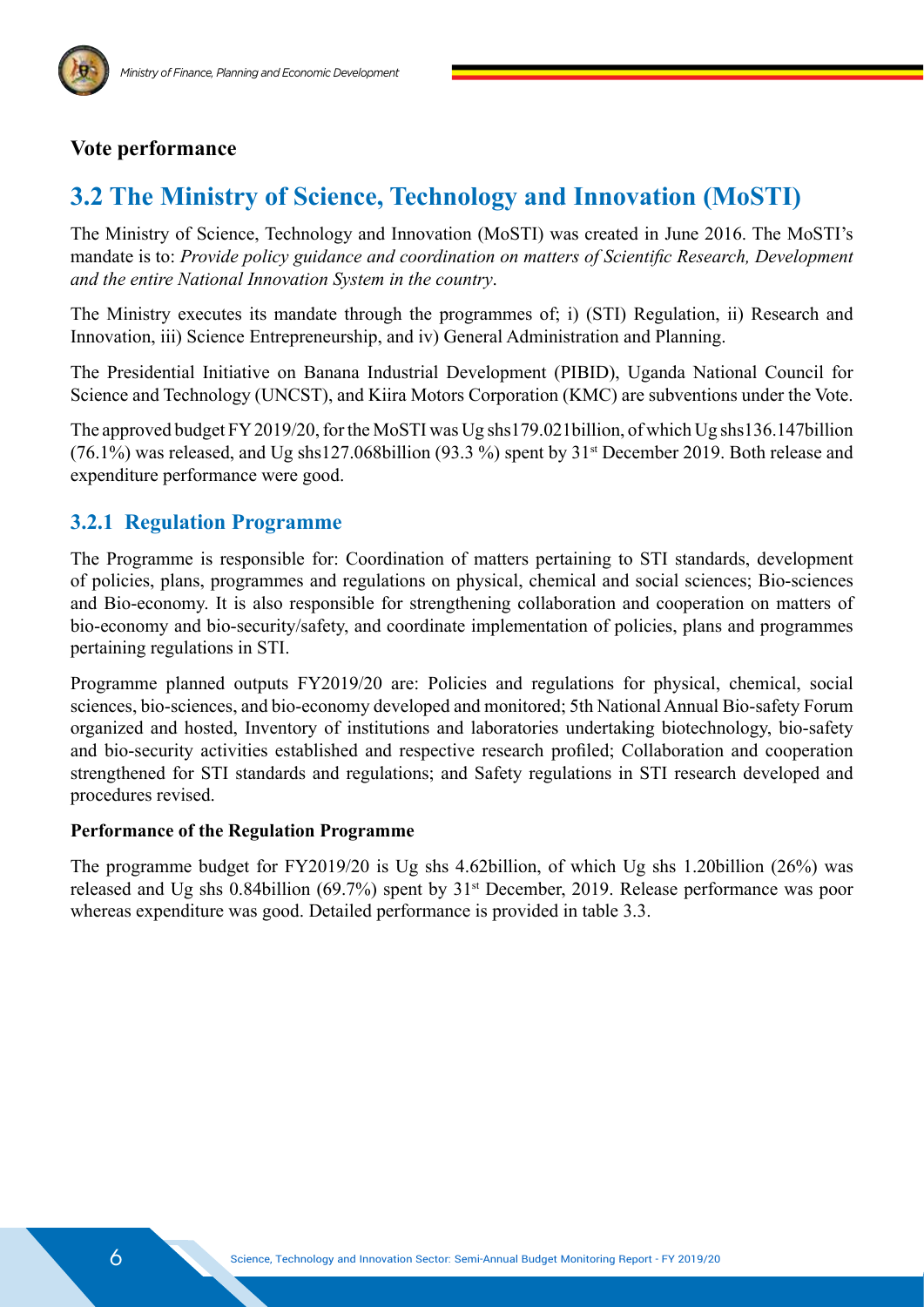## Vote performance

# 3.2 The Ministry of Science, Technology and Innovation (MoSTI)

The Ministry of Science, Technology and Innovation (MoSTI) was created in June 2016. The MoSTI's mandate is to: *Provide policy guidance and coordination on matters of Scientific Research, Development and the entire National Innovation System in the country*.

The Ministry executes its mandate through the programmes of; i) (STI) Regulation, ii) Research and Innovation, iii) Science Entrepreneurship, and iv) General Administration and Planning.

The Presidential Initiative on Banana Industrial Development (PIBID), Uganda National Council for Science and Technology (UNCST), and Kiira Motors Corporation (KMC) are subventions under the Vote.

The approved budget FY 2019/20, for the MoSTI was Ug shs179.021billion, of which Ug shs136.147billion (76.1%) was released, and Ug shs127.068billion (93.3 %) spent by 31st December 2019. Both release and expenditure performance were good.

## 3.2.1 Regulation Programme

The Programme is responsible for: Coordination of matters pertaining to STI standards, development of policies, plans, programmes and regulations on physical, chemical and social sciences; Bio-sciences and Bio-economy. It is also responsible for strengthening collaboration and cooperation on matters of bio-economy and bio-security/safety, and coordinate implementation of policies, plans and programmes pertaining regulations in STI.

Programme planned outputs FY2019/20 are: Policies and regulations for physical, chemical, social sciences, bio-sciences, and bio-economy developed and monitored; 5th National Annual Bio-safety Forum organized and hosted, Inventory of institutions and laboratories undertaking biotechnology, bio-safety and bio-security activities established and respective research profiled; Collaboration and cooperation strengthened for STI standards and regulations; and Safety regulations in STI research developed and procedures revised.

**Performance of the Regulation Programme**

The programme budget for FY2019/20 is Ug shs 4.62billion, of which Ug shs 1.20billion (26%) was released and Ug shs 0.84billion (69.7%) spent by 31st December, 2019. Release performance was poor whereas expenditure was good. Detailed performance is provided in table 3.3.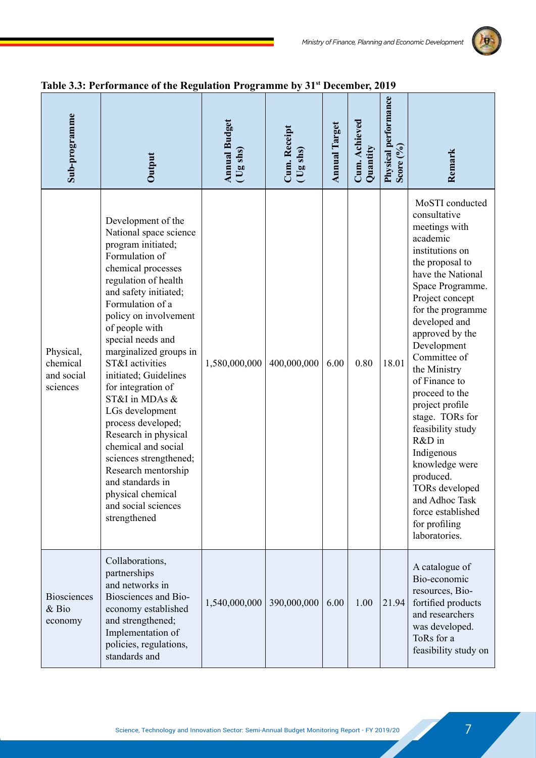**Table 3.3: Performance of the Regulation Programme by 31st December, 2019**

| Sub-programme | Output | Annual Budget ( Ug shs) | Cum. Receipt ( Ug shs) | Annual Target | Cum. Achieved Quantity | Physical performance Score (%) | Remark |
|---|---|---|---|---|---|---|---|
| Physical, chemical and social sciences | Development of the National space science program initiated; Formulation of chemical processes regulation of health and safety initiated; Formulation of a policy on involvement of people with special needs and marginalized groups in ST&I activities initiated; Guidelines for integration of ST&I in MDAs & LGs development process developed; Research in physical chemical and social sciences strengthened; Research mentorship and standards in physical chemical and social sciences strengthened | 1,580,000,000 | 400,000,000 | 6.00 | 0.80 | 18.01 | MoSTI conducted consultative meetings with academic institutions on the proposal to have the National Space Programme. Project concept for the programme developed and approved by the Development Committee of the Ministry of Finance to proceed to the project profile stage. TORs for feasibility study R&D in Indigenous knowledge were produced. TORs developed and Adhoc Task force established for profiling laboratories. |
| Biosciences & Bio economy | Collaborations, partnerships and networks in Biosciences and Bio-economy established and strengthened; Implementation of policies, regulations, standards and | 1,540,000,000 | 390,000,000 | 6.00 | 1.00 | 21.94 | A catalogue of Bio-economic resources, Bio-fortified products and researchers was developed. ToRs for a feasibility study on |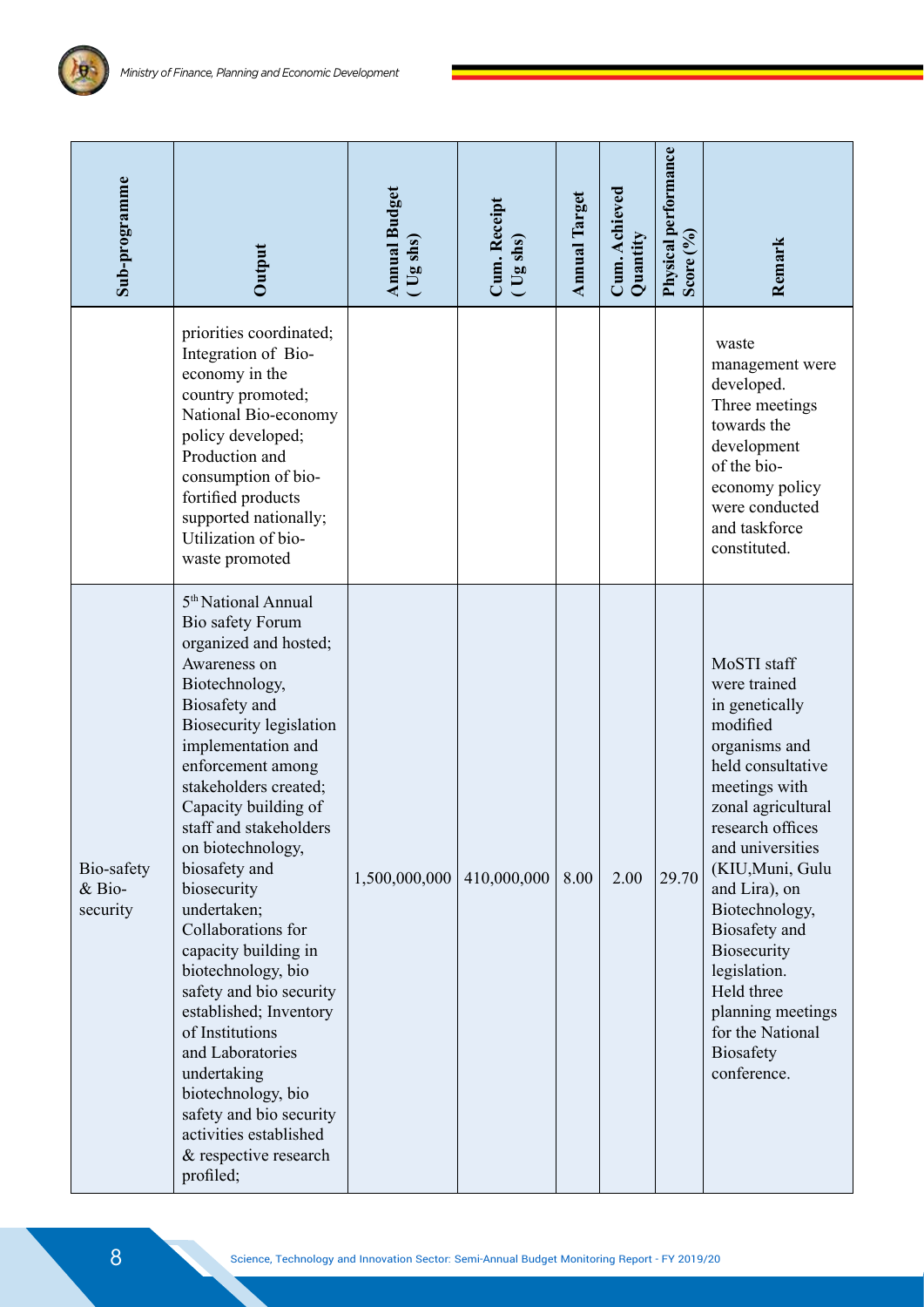| Sub-programme | Output | Annual Budget ( Ug shs) | Cum. Receipt ( Ug shs) | Annual Target | Cum. Achieved Quantity | Physical performance Score (%) | Remark |
|---|---|---|---|---|---|---|---|
| | priorities coordinated; Integration of Bio-economy in the country promoted; National Bio-economy policy developed; Production and consumption of bio-fortified products supported nationally; Utilization of bio-waste promoted | | | | | | waste management were developed. Three meetings towards the development of the bio-economy policy were conducted and taskforce constituted. |
| Bio-safety & Bio-security | 5th National Annual Bio safety Forum organized and hosted; Awareness on Biotechnology, Biosafety and Biosecurity legislation implementation and enforcement among stakeholders created; Capacity building of staff and stakeholders on biotechnology, biosafety and biosecurity undertaken; Collaborations for capacity building in biotechnology, bio safety and bio security established; Inventory of Institutions and Laboratories undertaking biotechnology, bio safety and bio security activities established & respective research profiled; | 1,500,000,000 | 410,000,000 | 8.00 | 2.00 | 29.70 | MoSTI staff were trained in genetically modified organisms and held consultative meetings with zonal agricultural research offices and universities (KIU,Muni, Gulu and Lira), on Biotechnology, Biosafety and Biosecurity legislation. Held three planning meetings for the National Biosafety conference. |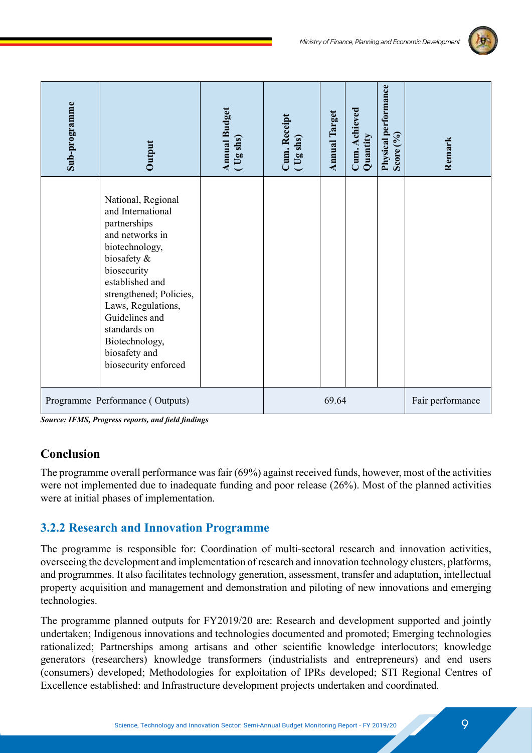| Sub-programme | Output | Annual Budget ( Ug shs) | Cum. Receipt ( Ug shs) | Annual Target | Cum. Achieved Quantity | Physical performance Score (%) | Remark |
|---|---|---|---|---|---|---|---|
| | National, Regional and International partnerships and networks in biotechnology, biosafety & biosecurity established and strengthened; Policies, Laws, Regulations, Guidelines and standards on Biotechnology, biosafety and biosecurity enforced | | | | | | |
| Programme Performance ( Outputs) | | | 69.64 | | | | Fair performance |

***Source: IFMS, Progress reports, and field findings***

## Conclusion

The programme overall performance was fair (69%) against received funds, however, most of the activities were not implemented due to inadequate funding and poor release (26%). Most of the planned activities were at initial phases of implementation.

### 3.2.2 Research and Innovation Programme

The programme is responsible for: Coordination of multi-sectoral research and innovation activities, overseeing the development and implementation of research and innovation technology clusters, platforms, and programmes. It also facilitates technology generation, assessment, transfer and adaptation, intellectual property acquisition and management and demonstration and piloting of new innovations and emerging technologies.

The programme planned outputs for FY2019/20 are: Research and development supported and jointly undertaken; Indigenous innovations and technologies documented and promoted; Emerging technologies rationalized; Partnerships among artisans and other scientific knowledge interlocutors; knowledge generators (researchers) knowledge transformers (industrialists and entrepreneurs) and end users (consumers) developed; Methodologies for exploitation of IPRs developed; STI Regional Centres of Excellence established: and Infrastructure development projects undertaken and coordinated.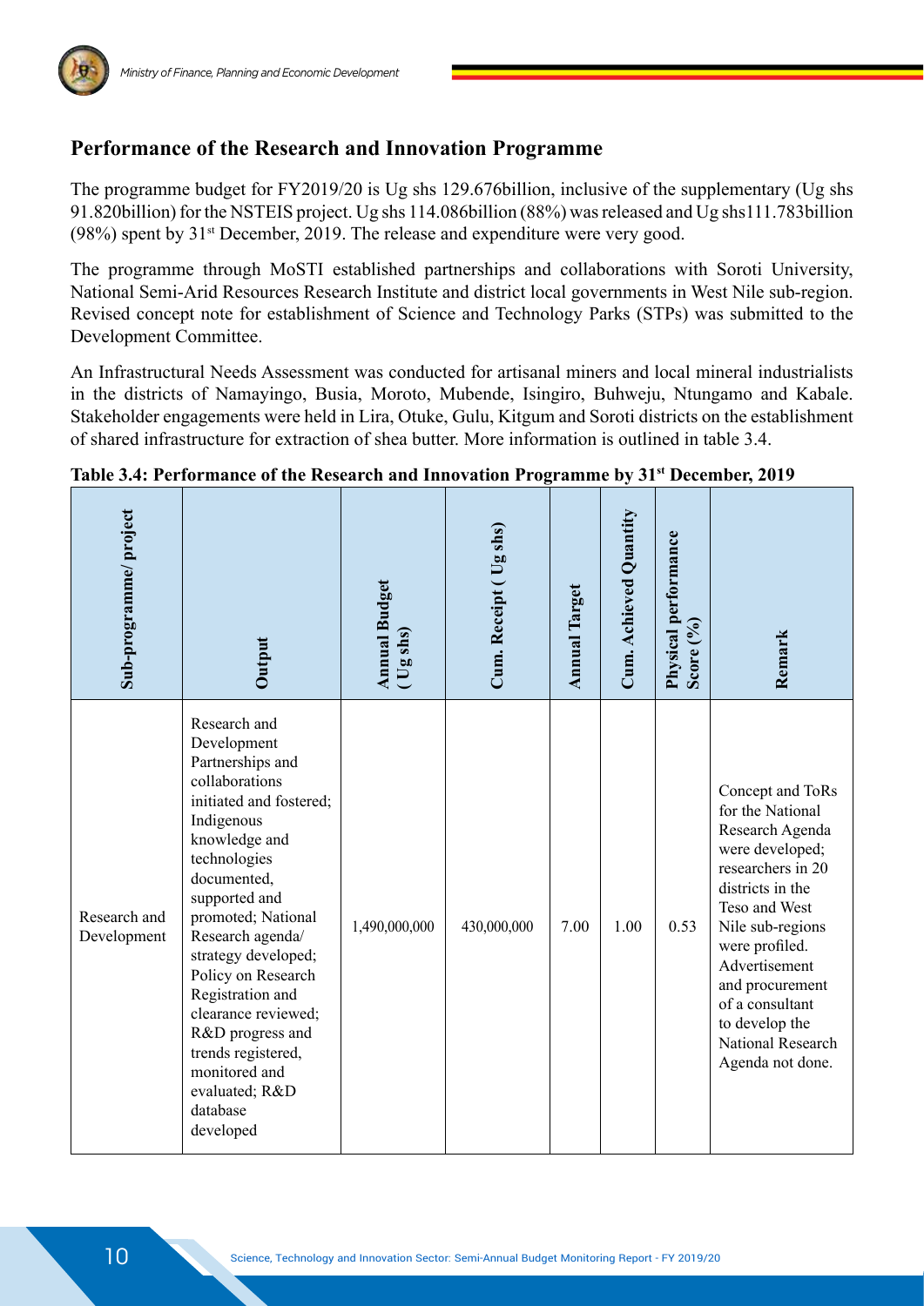## Performance of the Research and Innovation Programme

The programme budget for FY2019/20 is Ug shs 129.676billion, inclusive of the supplementary (Ug shs 91.820billion) for the NSTEIS project. Ug shs 114.086billion (88%) was released and Ug shs111.783billion (98%) spent by 31st December, 2019. The release and expenditure were very good.

The programme through MoSTI established partnerships and collaborations with Soroti University, National Semi-Arid Resources Research Institute and district local governments in West Nile sub-region. Revised concept note for establishment of Science and Technology Parks (STPs) was submitted to the Development Committee.

An Infrastructural Needs Assessment was conducted for artisanal miners and local mineral industrialists in the districts of Namayingo, Busia, Moroto, Mubende, Isingiro, Buhweju, Ntungamo and Kabale. Stakeholder engagements were held in Lira, Otuke, Gulu, Kitgum and Soroti districts on the establishment of shared infrastructure for extraction of shea butter. More information is outlined in table 3.4.

**Table 3.4: Performance of the Research and Innovation Programme by 31st December, 2019**

| Sub-programme/ project | Output | Annual Budget ( Ug shs) | Cum. Receipt ( Ug shs) | Annual Target | Cum. Achieved Quantity | Physical performance Score (%) | Remark |
|---|---|---|---|---|---|---|---|
| Research and Development | Research and Development Partnerships and collaborations initiated and fostered; Indigenous knowledge and technologies documented, supported and promoted; National Research agenda/ strategy developed; Policy on Research Registration and clearance reviewed; R&D progress and trends registered, monitored and evaluated; R&D database developed | 1,490,000,000 | 430,000,000 | 7.00 | 1.00 | 0.53 | Concept and ToRs for the National Research Agenda were developed; researchers in 20 districts in the Teso and West Nile sub-regions were profiled. Advertisement and procurement of a consultant to develop the National Research Agenda not done. |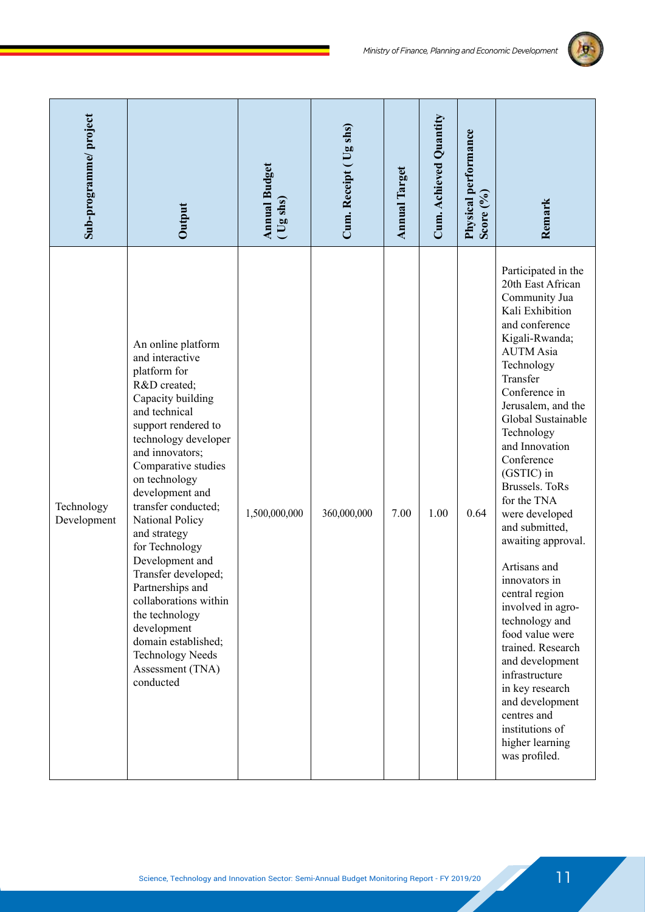| Sub-programme/ project | Output | Annual Budget ( Ug shs) | Cum. Receipt ( Ug shs) | Annual Target | Cum. Achieved Quantity | Physical performance Score (%) | Remark |
|---|---|---|---|---|---|---|---|
| Technology Development | An online platform and interactive platform for R&D created; Capacity building and technical support rendered to technology developer and innovators; Comparative studies on technology development and transfer conducted; National Policy and strategy for Technology Development and Transfer developed; Partnerships and collaborations within the technology development domain established; Technology Needs Assessment (TNA) conducted | 1,500,000,000 | 360,000,000 | 7.00 | 1.00 | 0.64 | Participated in the 20th East African Community Jua Kali Exhibition and conference Kigali-Rwanda; AUTM Asia Technology Transfer Conference in Jerusalem, and the Global Sustainable Technology and Innovation Conference (GSTIC) in Brussels. ToRs for the TNA were developed and submitted, awaiting approval.<br><br>Artisans and innovators in central region involved in agro-technology and food value were trained. Research and development infrastructure in key research and development centres and institutions of higher learning was profiled. |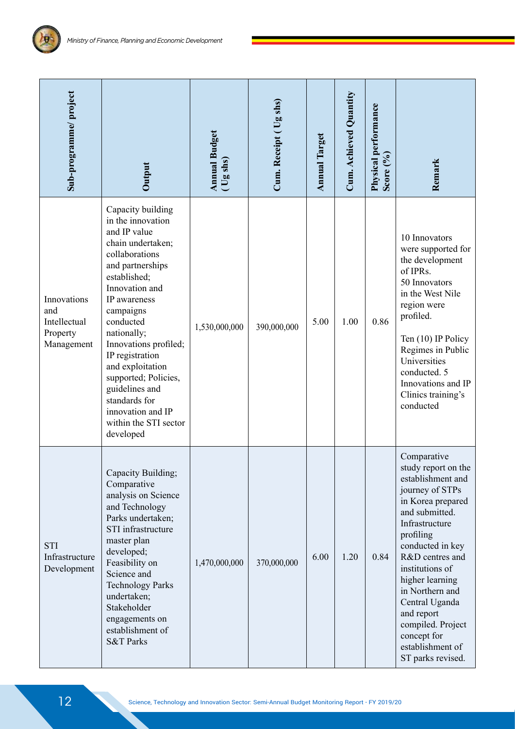| Sub-programme/ project | Output | Annual Budget ( Ug shs) | Cum. Receipt ( Ug shs) | Annual Target | Cum. Achieved Quantity | Physical performance Score (%) | Remark |
|---|---|---|---|---|---|---|---|
| Innovations and Intellectual Property Management | Capacity building in the innovation and IP value chain undertaken; collaborations and partnerships established; Innovation and IP awareness campaigns conducted nationally; Innovations profiled; IP registration and exploitation supported; Policies, guidelines and standards for innovation and IP within the STI sector developed | 1,530,000,000 | 390,000,000 | 5.00 | 1.00 | 0.86 | 10 Innovators were supported for the development of IPRs. 50 Innovators in the West Nile region were profiled. Ten (10) IP Policy Regimes in Public Universities conducted. 5 Innovations and IP Clinics training's conducted |
| STI Infrastructure Development | Capacity Building; Comparative analysis on Science and Technology Parks undertaken; STI infrastructure master plan developed; Feasibility on Science and Technology Parks undertaken; Stakeholder engagements on establishment of S&T Parks | 1,470,000,000 | 370,000,000 | 6.00 | 1.20 | 0.84 | Comparative study report on the establishment and journey of STPs in Korea prepared and submitted. Infrastructure profiling conducted in key R&D centres and institutions of higher learning in Northern and Central Uganda and report compiled. Project concept for establishment of ST parks revised. |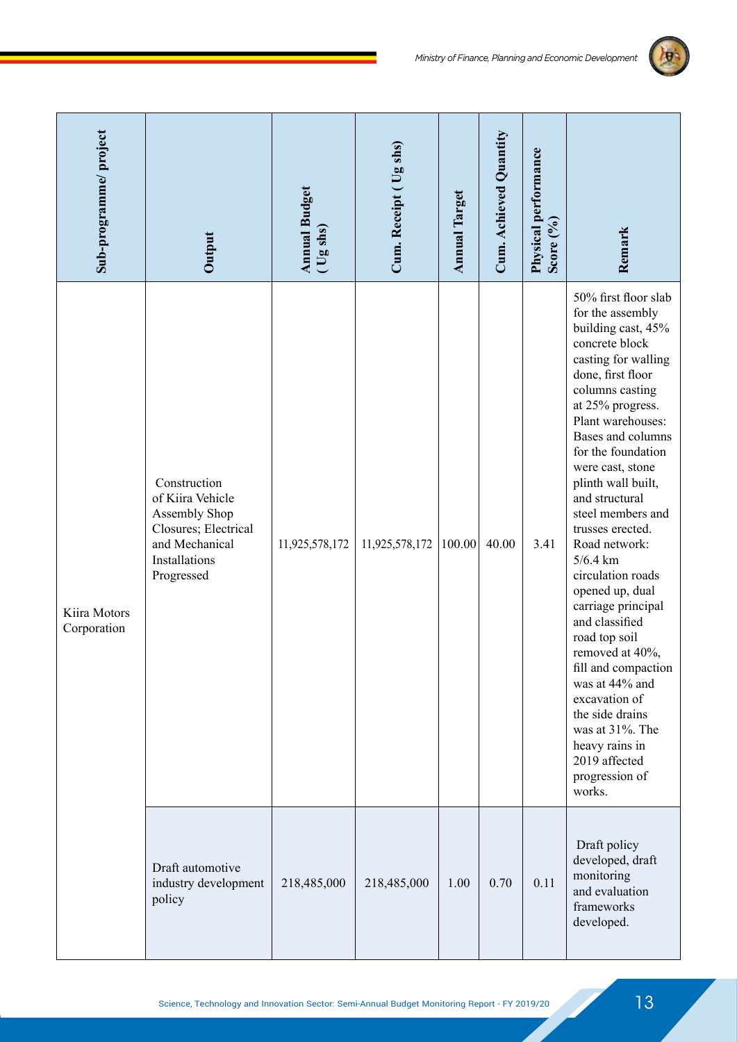| Sub-programme/ project | Output | Annual Budget ( Ug shs) | Cum. Receipt ( Ug shs) | Annual Target | Cum. Achieved Quantity | Physical performance Score (%) | Remark |
|---|---|---|---|---|---|---|---|
| Kiira Motors Corporation | Construction of Kiira Vehicle Assembly Shop Closures; Electrical and Mechanical Installations Progressed | 11,925,578,172 | 11,925,578,172 | 100.00 | 40.00 | 3.41 | 50% first floor slab for the assembly building cast, 45% concrete block casting for walling done, first floor columns casting at 25% progress. Plant warehouses: Bases and columns for the foundation were cast, stone plinth wall built, and structural steel members and trusses erected. Road network: 5/6.4 km circulation roads opened up, dual carriage principal and classified road top soil removed at 40%, fill and compaction was at 44% and excavation of the side drains was at 31%. The heavy rains in 2019 affected progression of works. |
| | Draft automotive industry development policy | 218,485,000 | 218,485,000 | 1.00 | 0.70 | 0.11 | Draft policy developed, draft monitoring and evaluation frameworks developed. |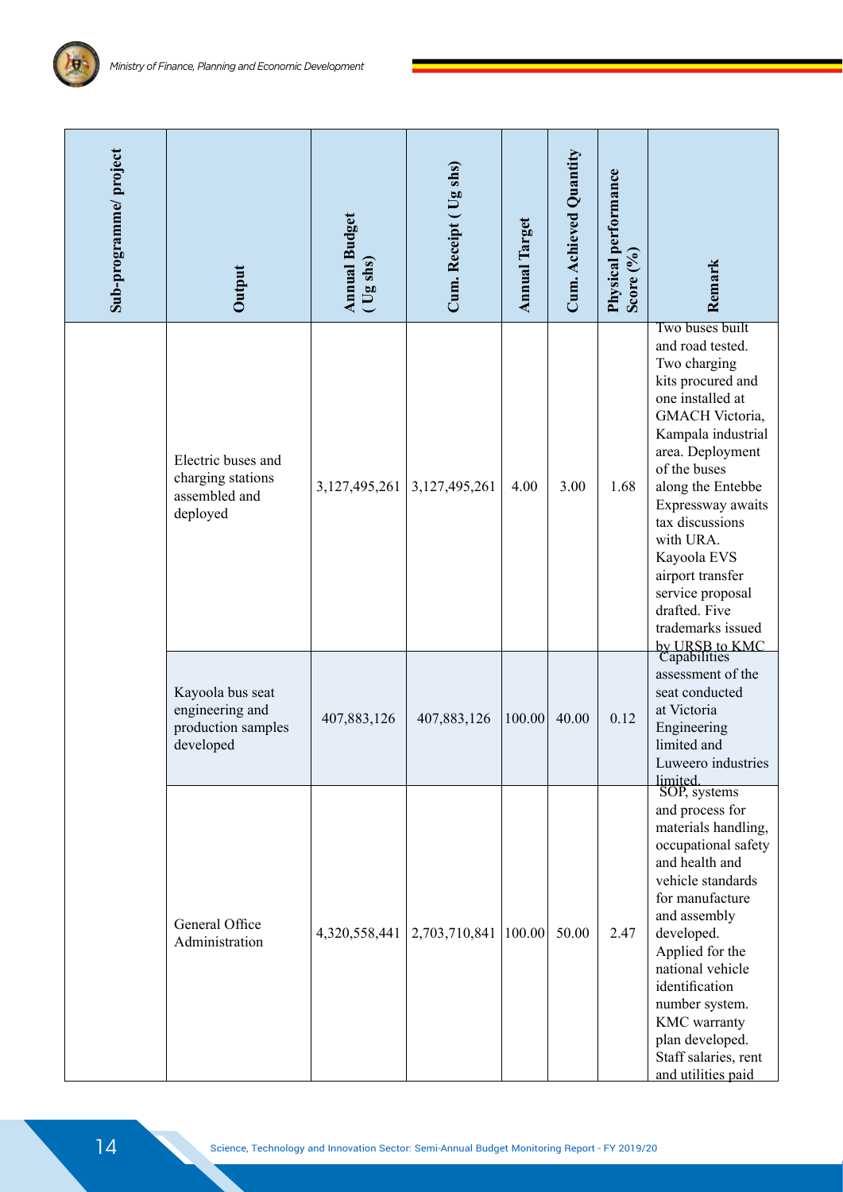| Sub-programme/ project | Output | Annual Budget ( Ug shs) | Cum. Receipt ( Ug shs) | Annual Target | Cum. Achieved Quantity | Physical performance Score (%) | Remark |
|---|---|---|---|---|---|---|---|
| | Electric buses and charging stations assembled and deployed | 3,127,495,261 | 3,127,495,261 | 4.00 | 3.00 | 1.68 | Two buses built and road tested. Two charging kits procured and one installed at GMACH Victoria, Kampala industrial area. Deployment of the buses along the Entebbe Expressway awaits tax discussions with URA. Kayoola EVS airport transfer service proposal drafted. Five trademarks issued by URSB to KMC |
| | Kayoola bus seat engineering and production samples developed | 407,883,126 | 407,883,126 | 100.00 | 40.00 | 0.12 | Capabilities assessment of the seat conducted at Victoria Engineering limited and Luweero industries limited. |
| | General Office Administration | 4,320,558,441 | 2,703,710,841 | 100.00 | 50.00 | 2.47 | SOP, systems and process for materials handling, occupational safety and health and vehicle standards for manufacture and assembly developed. Applied for the national vehicle identification number system. KMC warranty plan developed. Staff salaries, rent and utilities paid |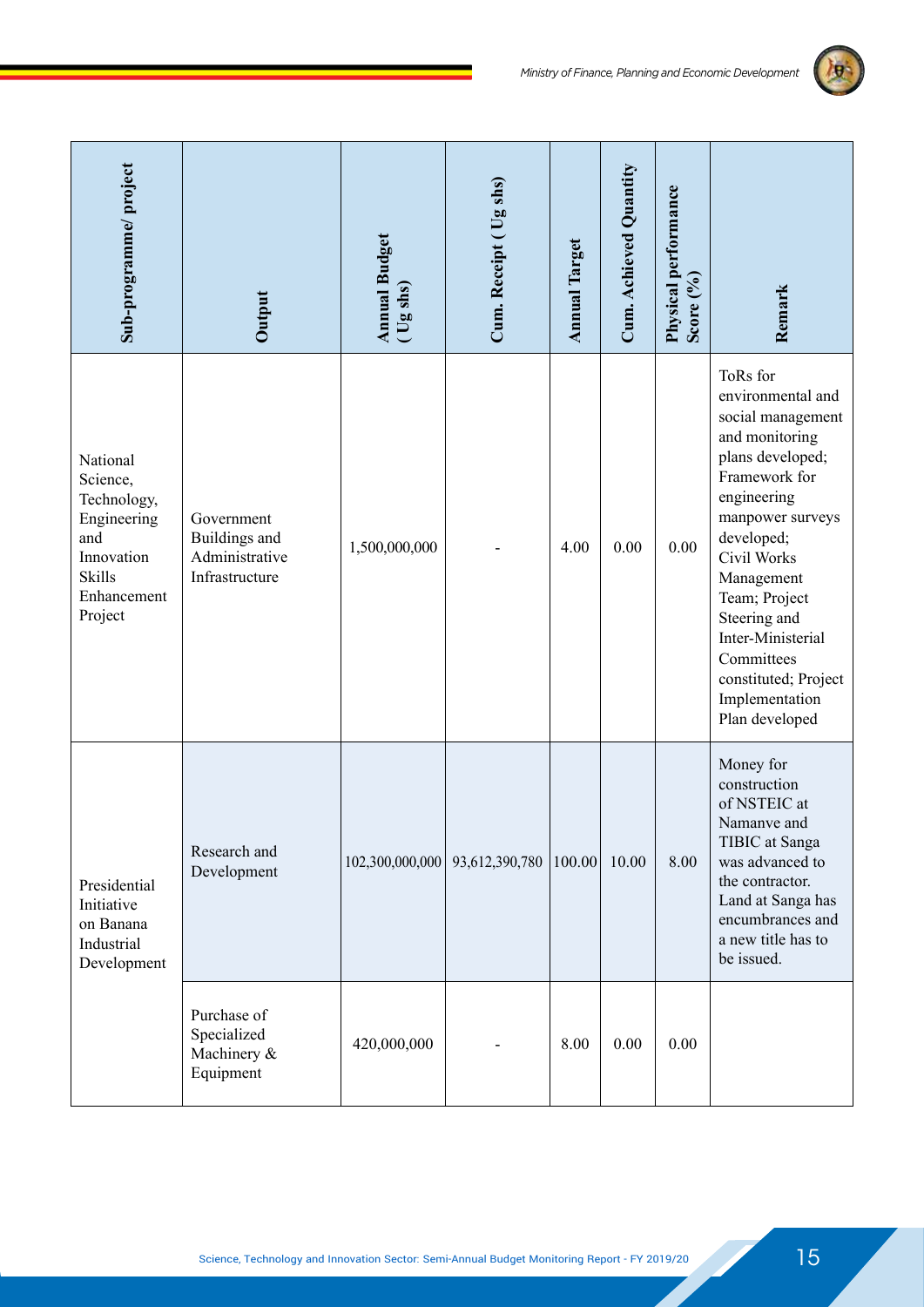| Sub-programme/ project | Output | Annual Budget ( Ug shs) | Cum. Receipt ( Ug shs) | Annual Target | Cum. Achieved Quantity | Physical performance Score (%) | Remark |
|---|---|---|---|---|---|---|---|
| National Science, Technology, Engineering and Innovation Skills Enhancement Project | Government Buildings and Administrative Infrastructure | 1,500,000,000 | - | 4.00 | 0.00 | 0.00 | ToRs for environmental and social management and monitoring plans developed; Framework for engineering manpower surveys developed; Civil Works Management Team; Project Steering and Inter-Ministerial Committees constituted; Project Implementation Plan developed |
| Presidential Initiative on Banana Industrial Development | Research and Development | 102,300,000,000 | 93,612,390,780 | 100.00 | 10.00 | 8.00 | Money for construction of NSTEIC at Namanve and TIBIC at Sanga was advanced to the contractor. Land at Sanga has encumbrances and a new title has to be issued. |
| | Purchase of Specialized Machinery & Equipment | 420,000,000 | - | 8.00 | 0.00 | 0.00 | |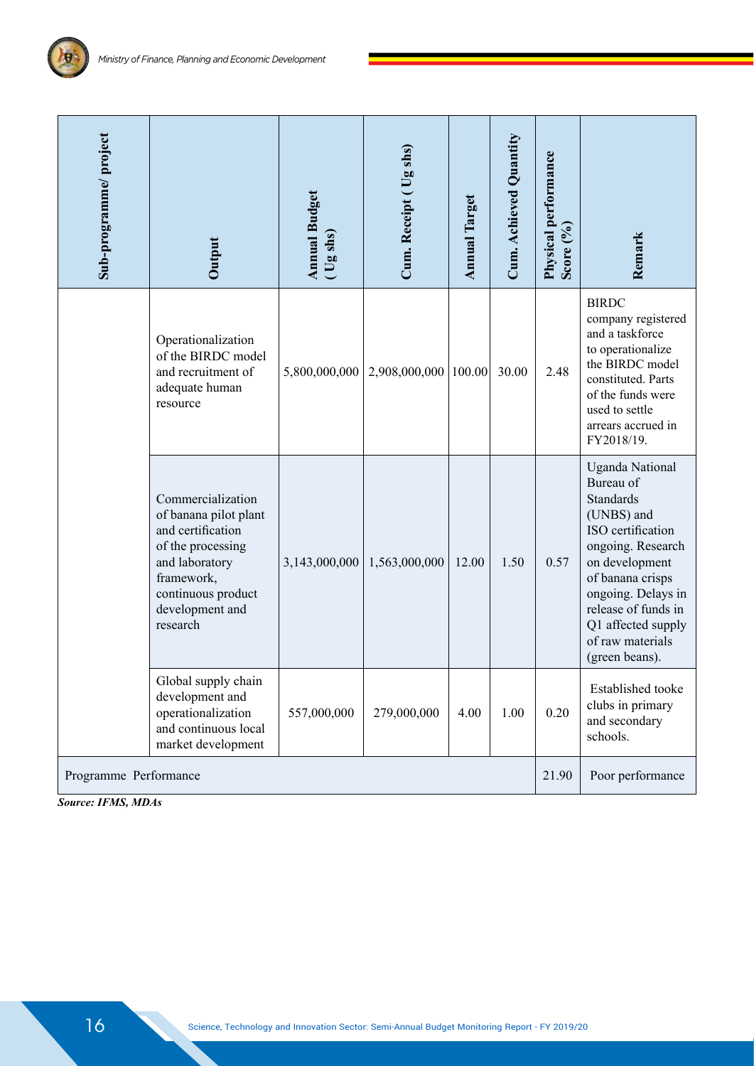| Sub-programme/ project | Output | Annual Budget ( Ug shs) | Cum. Receipt ( Ug shs) | Annual Target | Cum. Achieved Quantity | Physical performance Score (%) | Remark |
|---|---|---|---|---|---|---|---|
| | Operationalization of the BIRDC model and recruitment of adequate human resource | 5,800,000,000 | 2,908,000,000 | 100.00 | 30.00 | 2.48 | BIRDC company registered and a taskforce to operationalize the BIRDC model constituted. Parts of the funds were used to settle arrears accrued in FY2018/19. |
| | Commercialization of banana pilot plant and certification of the processing and laboratory framework, continuous product development and research | 3,143,000,000 | 1,563,000,000 | 12.00 | 1.50 | 0.57 | Uganda National Bureau of Standards (UNBS) and ISO certification ongoing. Research on development of banana crisps ongoing. Delays in release of funds in Q1 affected supply of raw materials (green beans). |
| | Global supply chain development and operationalization and continuous local market development | 557,000,000 | 279,000,000 | 4.00 | 1.00 | 0.20 | Established tooke clubs in primary and secondary schools. |
| Programme Performance | | | | | | 21.90 | Poor performance |

***Source: IFMS, MDAs***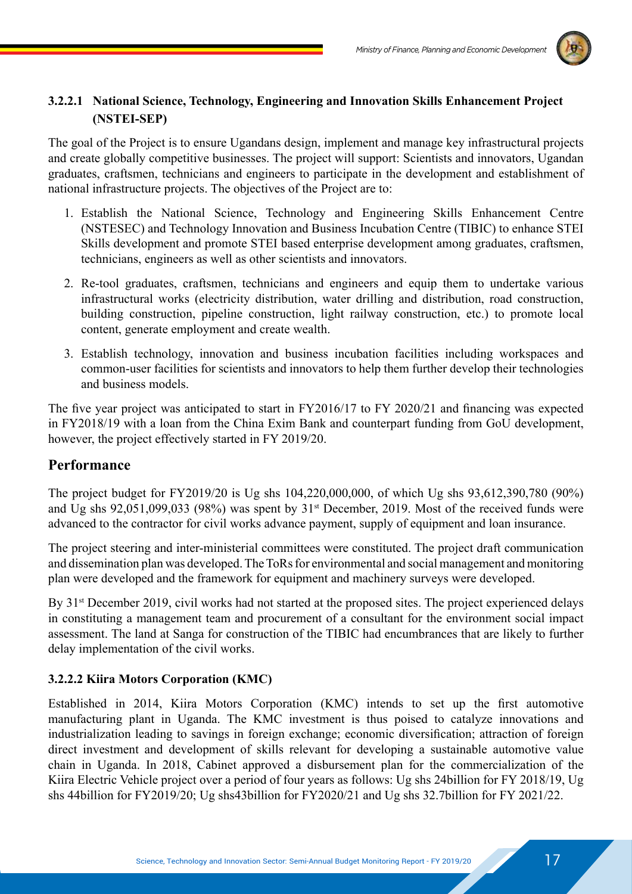### 3.2.2.1 National Science, Technology, Engineering and Innovation Skills Enhancement Project (NSTEI-SEP)

The goal of the Project is to ensure Ugandans design, implement and manage key infrastructural projects and create globally competitive businesses. The project will support: Scientists and innovators, Ugandan graduates, craftsmen, technicians and engineers to participate in the development and establishment of national infrastructure projects. The objectives of the Project are to:

1. Establish the National Science, Technology and Engineering Skills Enhancement Centre (NSTESEC) and Technology Innovation and Business Incubation Centre (TIBIC) to enhance STEI Skills development and promote STEI based enterprise development among graduates, craftsmen, technicians, engineers as well as other scientists and innovators.

2. Re-tool graduates, craftsmen, technicians and engineers and equip them to undertake various infrastructural works (electricity distribution, water drilling and distribution, road construction, building construction, pipeline construction, light railway construction, etc.) to promote local content, generate employment and create wealth.

3. Establish technology, innovation and business incubation facilities including workspaces and common-user facilities for scientists and innovators to help them further develop their technologies and business models.

The five year project was anticipated to start in FY2016/17 to FY 2020/21 and financing was expected in FY2018/19 with a loan from the China Exim Bank and counterpart funding from GoU development, however, the project effectively started in FY 2019/20.

## Performance

The project budget for FY2019/20 is Ug shs 104,220,000,000, of which Ug shs 93,612,390,780 (90%) and Ug shs 92,051,099,033 (98%) was spent by 31st December, 2019. Most of the received funds were advanced to the contractor for civil works advance payment, supply of equipment and loan insurance.

The project steering and inter-ministerial committees were constituted. The project draft communication and dissemination plan was developed. The ToRs for environmental and social management and monitoring plan were developed and the framework for equipment and machinery surveys were developed.

By 31st December 2019, civil works had not started at the proposed sites. The project experienced delays in constituting a management team and procurement of a consultant for the environment social impact assessment. The land at Sanga for construction of the TIBIC had encumbrances that are likely to further delay implementation of the civil works.

### 3.2.2.2 Kiira Motors Corporation (KMC)

Established in 2014, Kiira Motors Corporation (KMC) intends to set up the first automotive manufacturing plant in Uganda. The KMC investment is thus poised to catalyze innovations and industrialization leading to savings in foreign exchange; economic diversification; attraction of foreign direct investment and development of skills relevant for developing a sustainable automotive value chain in Uganda. In 2018, Cabinet approved a disbursement plan for the commercialization of the Kiira Electric Vehicle project over a period of four years as follows: Ug shs 24billion for FY 2018/19, Ug shs 44billion for FY2019/20; Ug shs43billion for FY2020/21 and Ug shs 32.7billion for FY 2021/22.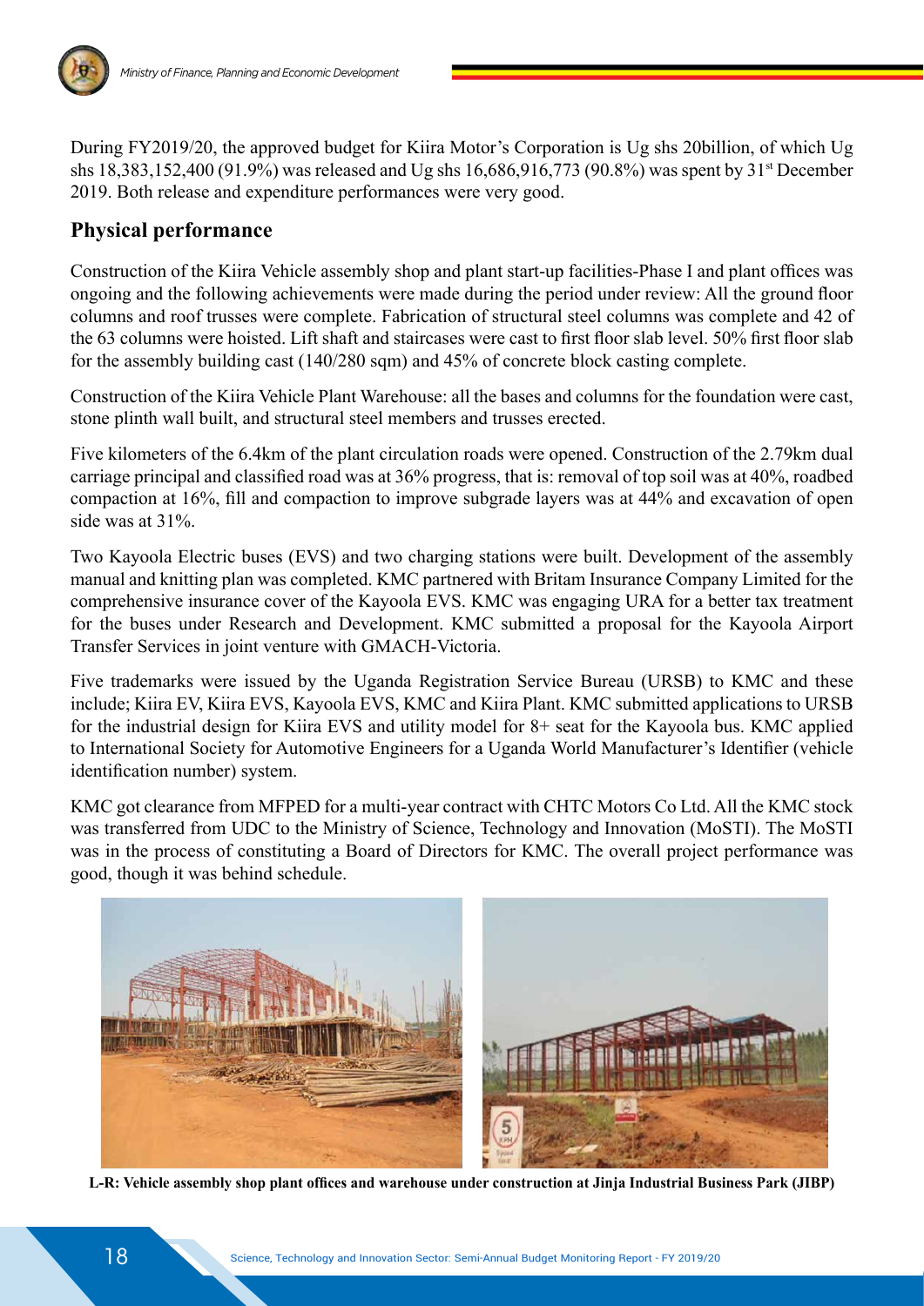During FY2019/20, the approved budget for Kiira Motor's Corporation is Ug shs 20billion, of which Ug shs 18,383,152,400 (91.9%) was released and Ug shs 16,686,916,773 (90.8%) was spent by 31st December 2019. Both release and expenditure performances were very good.

## Physical performance

Construction of the Kiira Vehicle assembly shop and plant start-up facilities-Phase I and plant offices was ongoing and the following achievements were made during the period under review: All the ground floor columns and roof trusses were complete. Fabrication of structural steel columns was complete and 42 of the 63 columns were hoisted. Lift shaft and staircases were cast to first floor slab level. 50% first floor slab for the assembly building cast (140/280 sqm) and 45% of concrete block casting complete.

Construction of the Kiira Vehicle Plant Warehouse: all the bases and columns for the foundation were cast, stone plinth wall built, and structural steel members and trusses erected.

Five kilometers of the 6.4km of the plant circulation roads were opened. Construction of the 2.79km dual carriage principal and classified road was at 36% progress, that is: removal of top soil was at 40%, roadbed compaction at 16%, fill and compaction to improve subgrade layers was at 44% and excavation of open side was at 31%.

Two Kayoola Electric buses (EVS) and two charging stations were built. Development of the assembly manual and knitting plan was completed. KMC partnered with Britam Insurance Company Limited for the comprehensive insurance cover of the Kayoola EVS. KMC was engaging URA for a better tax treatment for the buses under Research and Development. KMC submitted a proposal for the Kayoola Airport Transfer Services in joint venture with GMACH-Victoria.

Five trademarks were issued by the Uganda Registration Service Bureau (URSB) to KMC and these include; Kiira EV, Kiira EVS, Kayoola EVS, KMC and Kiira Plant. KMC submitted applications to URSB for the industrial design for Kiira EVS and utility model for 8+ seat for the Kayoola bus. KMC applied to International Society for Automotive Engineers for a Uganda World Manufacturer's Identifier (vehicle identification number) system.

KMC got clearance from MFPED for a multi-year contract with CHTC Motors Co Ltd. All the KMC stock was transferred from UDC to the Ministry of Science, Technology and Innovation (MoSTI). The MoSTI was in the process of constituting a Board of Directors for KMC. The overall project performance was good, though it was behind schedule.

**L-R: Vehicle assembly shop plant offices and warehouse under construction at Jinja Industrial Business Park (JIBP)**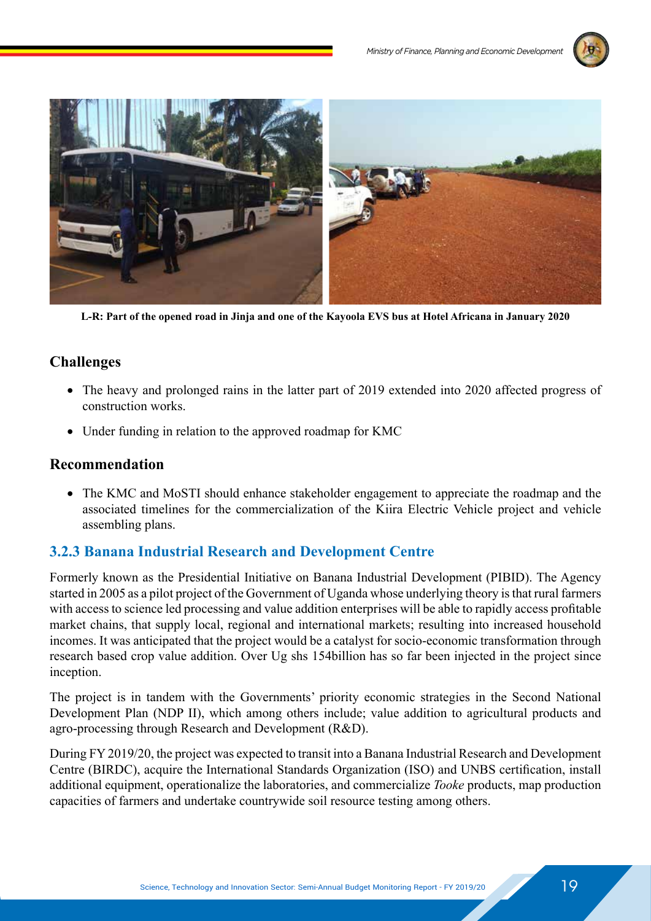L-R: Part of the opened road in Jinja and one of the Kayoola EVS bus at Hotel Africana in January 2020

### Challenges

- The heavy and prolonged rains in the latter part of 2019 extended into 2020 affected progress of construction works.
- Under funding in relation to the approved roadmap for KMC

### Recommendation

- The KMC and MoSTI should enhance stakeholder engagement to appreciate the roadmap and the associated timelines for the commercialization of the Kiira Electric Vehicle project and vehicle assembling plans.

## 3.2.3 Banana Industrial Research and Development Centre

Formerly known as the Presidential Initiative on Banana Industrial Development (PIBID). The Agency started in 2005 as a pilot project of the Government of Uganda whose underlying theory is that rural farmers with access to science led processing and value addition enterprises will be able to rapidly access profitable market chains, that supply local, regional and international markets; resulting into increased household incomes. It was anticipated that the project would be a catalyst for socio-economic transformation through research based crop value addition. Over Ug shs 154billion has so far been injected in the project since inception.

The project is in tandem with the Governments' priority economic strategies in the Second National Development Plan (NDP II), which among others include; value addition to agricultural products and agro-processing through Research and Development (R&D).

During FY 2019/20, the project was expected to transit into a Banana Industrial Research and Development Centre (BIRDC), acquire the International Standards Organization (ISO) and UNBS certification, install additional equipment, operationalize the laboratories, and commercialize *Tooke* products, map production capacities of farmers and undertake countrywide soil resource testing among others.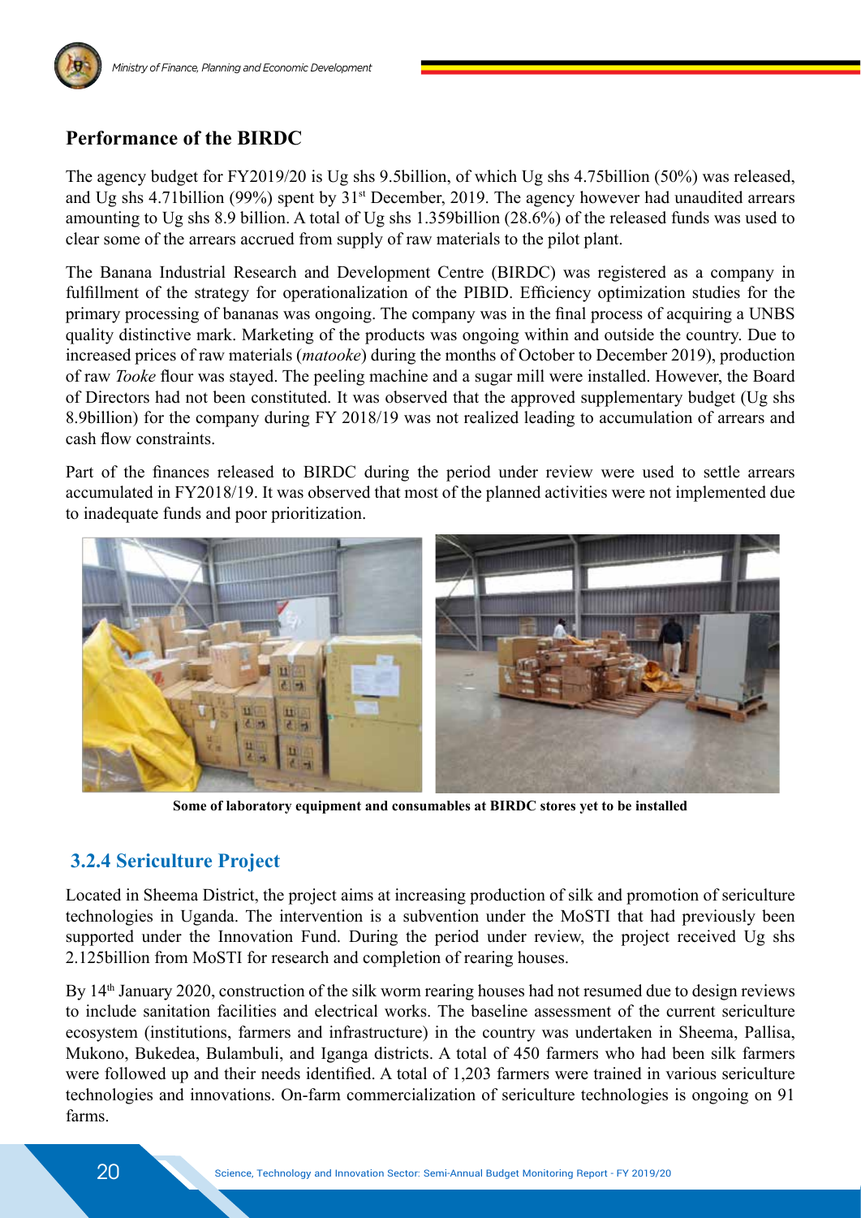## Performance of the BIRDC

The agency budget for FY2019/20 is Ug shs 9.5billion, of which Ug shs 4.75billion (50%) was released, and Ug shs 4.71billion (99%) spent by 31st December, 2019. The agency however had unaudited arrears amounting to Ug shs 8.9 billion. A total of Ug shs 1.359billion (28.6%) of the released funds was used to clear some of the arrears accrued from supply of raw materials to the pilot plant.

The Banana Industrial Research and Development Centre (BIRDC) was registered as a company in fulfillment of the strategy for operationalization of the PIBID. Efficiency optimization studies for the primary processing of bananas was ongoing. The company was in the final process of acquiring a UNBS quality distinctive mark. Marketing of the products was ongoing within and outside the country. Due to increased prices of raw materials (*matooke*) during the months of October to December 2019), production of raw *Tooke* flour was stayed. The peeling machine and a sugar mill were installed. However, the Board of Directors had not been constituted. It was observed that the approved supplementary budget (Ug shs 8.9billion) for the company during FY 2018/19 was not realized leading to accumulation of arrears and cash flow constraints.

Part of the finances released to BIRDC during the period under review were used to settle arrears accumulated in FY2018/19. It was observed that most of the planned activities were not implemented due to inadequate funds and poor prioritization.

**Some of laboratory equipment and consumables at BIRDC stores yet to be installed**

### 3.2.4 Sericulture Project

Located in Sheema District, the project aims at increasing production of silk and promotion of sericulture technologies in Uganda. The intervention is a subvention under the MoSTI that had previously been supported under the Innovation Fund. During the period under review, the project received Ug shs 2.125billion from MoSTI for research and completion of rearing houses.

By 14th January 2020, construction of the silk worm rearing houses had not resumed due to design reviews to include sanitation facilities and electrical works. The baseline assessment of the current sericulture ecosystem (institutions, farmers and infrastructure) in the country was undertaken in Sheema, Pallisa, Mukono, Bukedea, Bulambuli, and Iganga districts. A total of 450 farmers who had been silk farmers were followed up and their needs identified. A total of 1,203 farmers were trained in various sericulture technologies and innovations. On-farm commercialization of sericulture technologies is ongoing on 91 farms.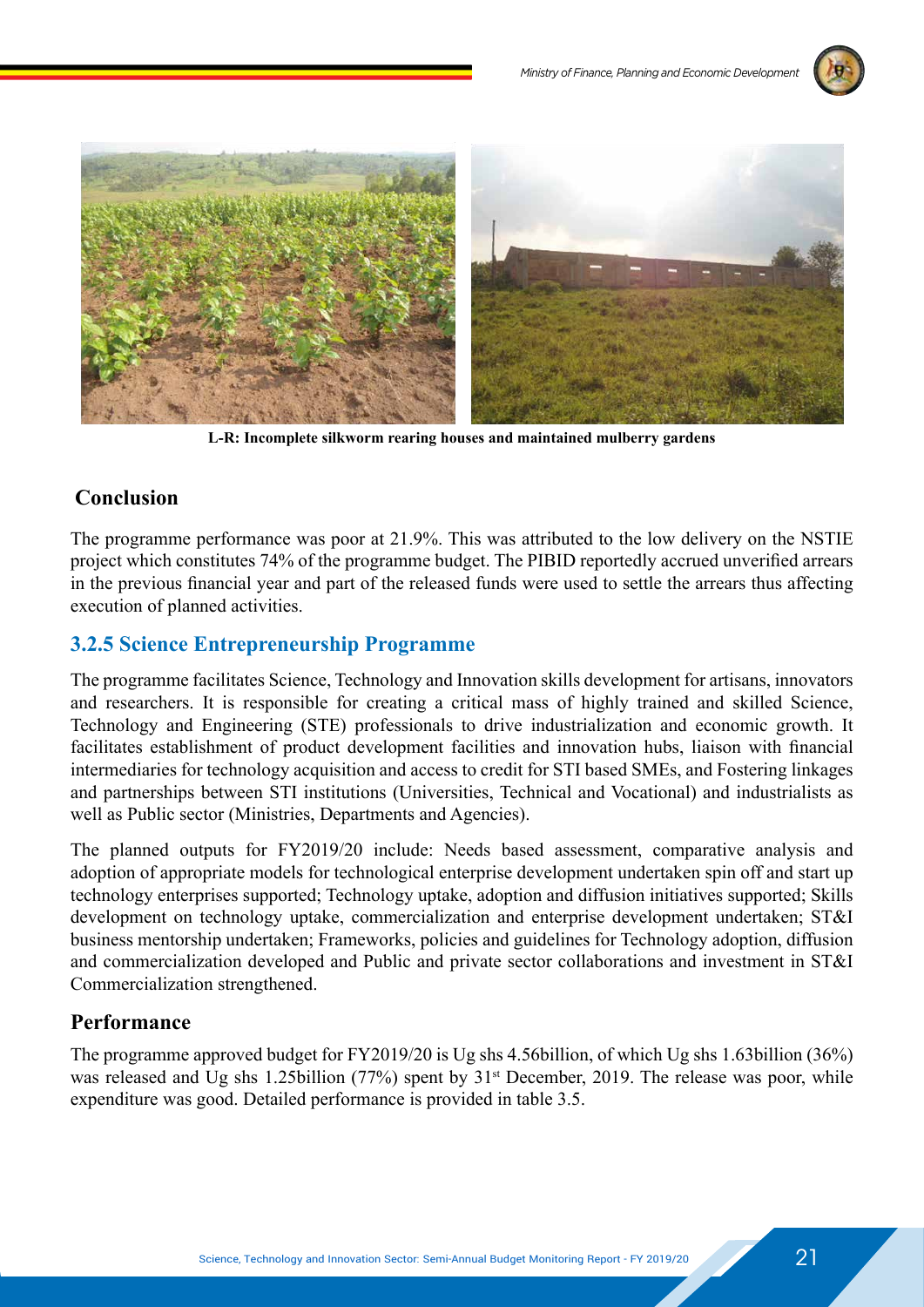L-R: **Incomplete silkworm rearing houses and maintained mulberry gardens**

## Conclusion

The programme performance was poor at 21.9%. This was attributed to the low delivery on the NSTIE project which constitutes 74% of the programme budget. The PIBID reportedly accrued unverified arrears in the previous financial year and part of the released funds were used to settle the arrears thus affecting execution of planned activities.

### 3.2.5 Science Entrepreneurship Programme

The programme facilitates Science, Technology and Innovation skills development for artisans, innovators and researchers. It is responsible for creating a critical mass of highly trained and skilled Science, Technology and Engineering (STE) professionals to drive industrialization and economic growth. It facilitates establishment of product development facilities and innovation hubs, liaison with financial intermediaries for technology acquisition and access to credit for STI based SMEs, and Fostering linkages and partnerships between STI institutions (Universities, Technical and Vocational) and industrialists as well as Public sector (Ministries, Departments and Agencies).

The planned outputs for FY2019/20 include: Needs based assessment, comparative analysis and adoption of appropriate models for technological enterprise development undertaken spin off and start up technology enterprises supported; Technology uptake, adoption and diffusion initiatives supported; Skills development on technology uptake, commercialization and enterprise development undertaken; ST&I business mentorship undertaken; Frameworks, policies and guidelines for Technology adoption, diffusion and commercialization developed and Public and private sector collaborations and investment in ST&I Commercialization strengthened.

## Performance

The programme approved budget for FY2019/20 is Ug shs 4.56billion, of which Ug shs 1.63billion (36%) was released and Ug shs 1.25billion (77%) spent by 31st December, 2019. The release was poor, while expenditure was good. Detailed performance is provided in table 3.5.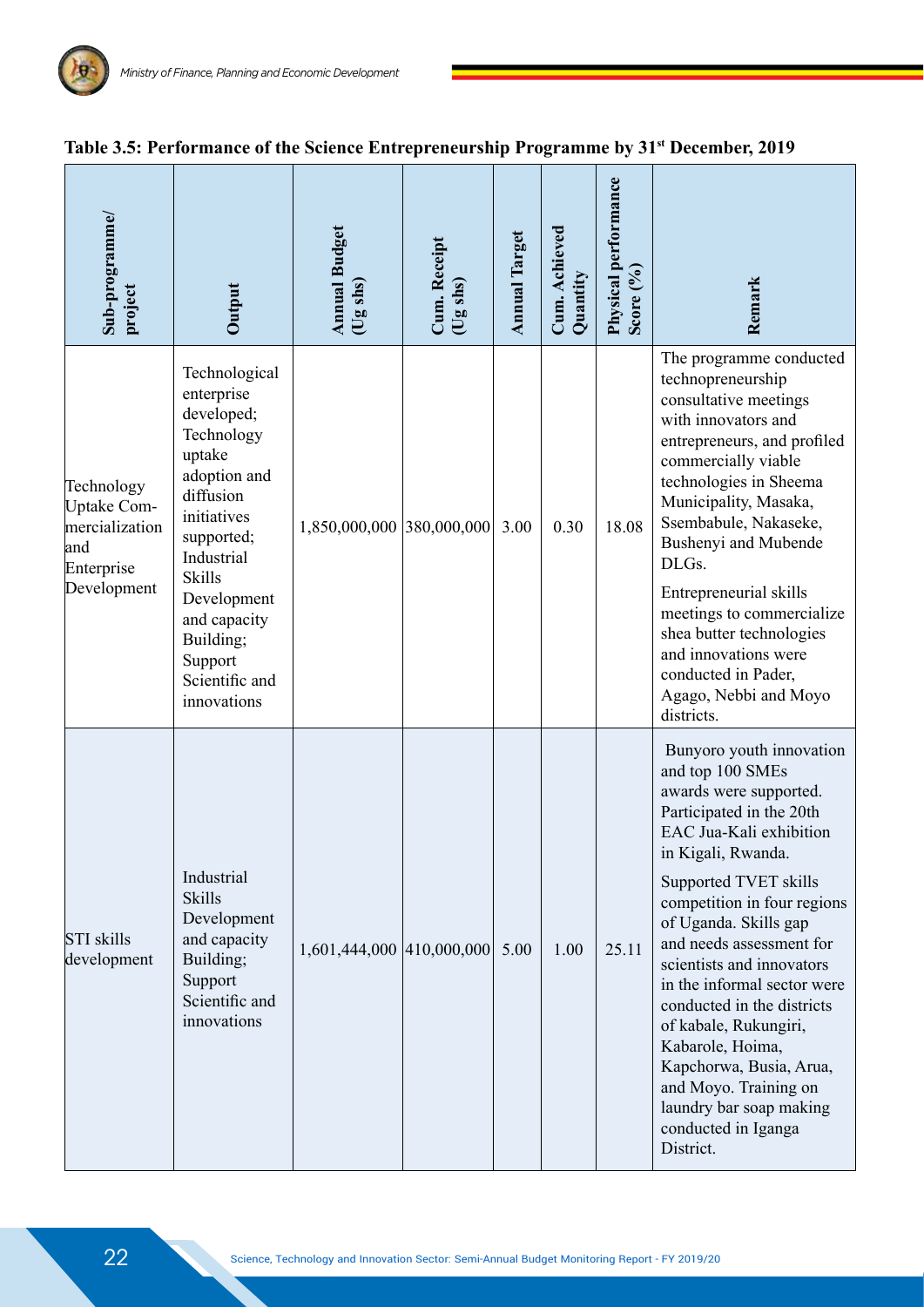**Table 3.5: Performance of the Science Entrepreneurship Programme by 31st December, 2019**

| Sub-programme/ project | Output | Annual Budget (Ug shs) | Cum. Receipt (Ug shs) | Annual Target | Cum. Achieved Quantity | Physical performance Score (%) | Remark |
|---|---|---|---|---|---|---|---|
| Technology Uptake Commercialization and Enterprise Development | Technological enterprise developed; Technology uptake adoption and diffusion initiatives supported; Industrial Skills Development and capacity Building; Support Scientific and innovations | 1,850,000,000 | 380,000,000 | 3.00 | 0.30 | 18.08 | The programme conducted technopreneurship consultative meetings with innovators and entrepreneurs, and profiled commercially viable technologies in Sheema Municipality, Masaka, Ssembabule, Nakaseke, Bushenyi and Mubende DLGs. Entrepreneurial skills meetings to commercialize shea butter technologies and innovations were conducted in Pader, Agago, Nebbi and Moyo districts. |
| STI skills development | Industrial Skills Development and capacity Building; Support Scientific and innovations | 1,601,444,000 | 410,000,000 | 5.00 | 1.00 | 25.11 | Bunyoro youth innovation and top 100 SMEs awards were supported. Participated in the 20th EAC Jua-Kali exhibition in Kigali, Rwanda. Supported TVET skills competition in four regions of Uganda. Skills gap and needs assessment for scientists and innovators in the informal sector were conducted in the districts of kabale, Rukungiri, Kabarole, Hoima, Kapchorwa, Busia, Arua, and Moyo. Training on laundry bar soap making conducted in Iganga District. |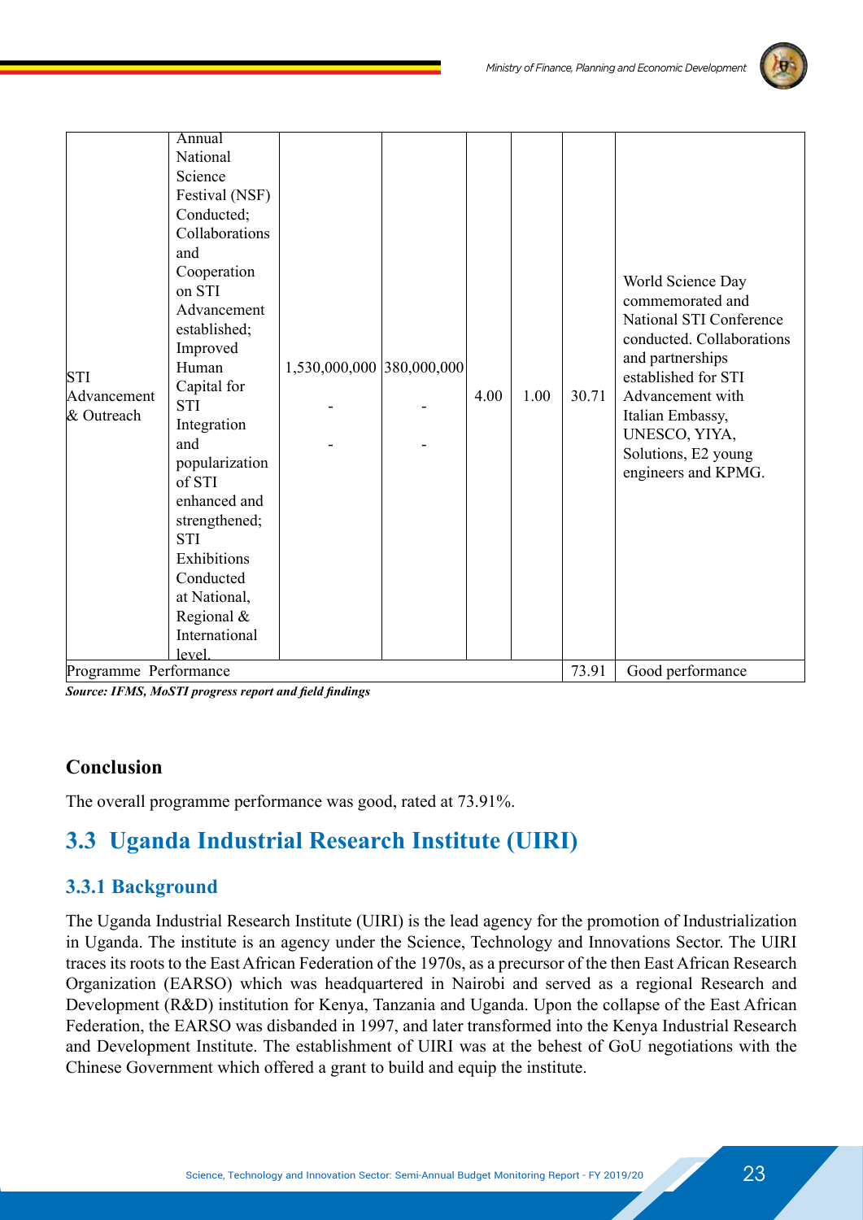| STI Advancement & Outreach | Annual National Science Festival (NSF) Conducted; Collaborations and Cooperation on STI Advancement established; Improved Human Capital for STI Integration and popularization of STI enhanced and strengthened; STI Exhibitions Conducted at National, Regional & International level. | 1,530,000,000<br>-<br>- | 380,000,000<br>-<br>- | 4.00 | 1.00 | 30.71 | World Science Day commemorated and National STI Conference conducted. Collaborations and partnerships established for STI Advancement with Italian Embassy, UNESCO, YIYA, Solutions, E2 young engineers and KPMG. |
|---|---|---|---|---|---|---|---|
| Programme Performance | | | | | | 73.91 | Good performance |

***Source: IFMS, MoSTI progress report and field findings***

### Conclusion

The overall programme performance was good, rated at 73.91%.

## 3.3 Uganda Industrial Research Institute (UIRI)

### 3.3.1 Background

The Uganda Industrial Research Institute (UIRI) is the lead agency for the promotion of Industrialization in Uganda. The institute is an agency under the Science, Technology and Innovations Sector. The UIRI traces its roots to the East African Federation of the 1970s, as a precursor of the then East African Research Organization (EARSO) which was headquartered in Nairobi and served as a regional Research and Development (R&D) institution for Kenya, Tanzania and Uganda. Upon the collapse of the East African Federation, the EARSO was disbanded in 1997, and later transformed into the Kenya Industrial Research and Development Institute. The establishment of UIRI was at the behest of GoU negotiations with the Chinese Government which offered a grant to build and equip the institute.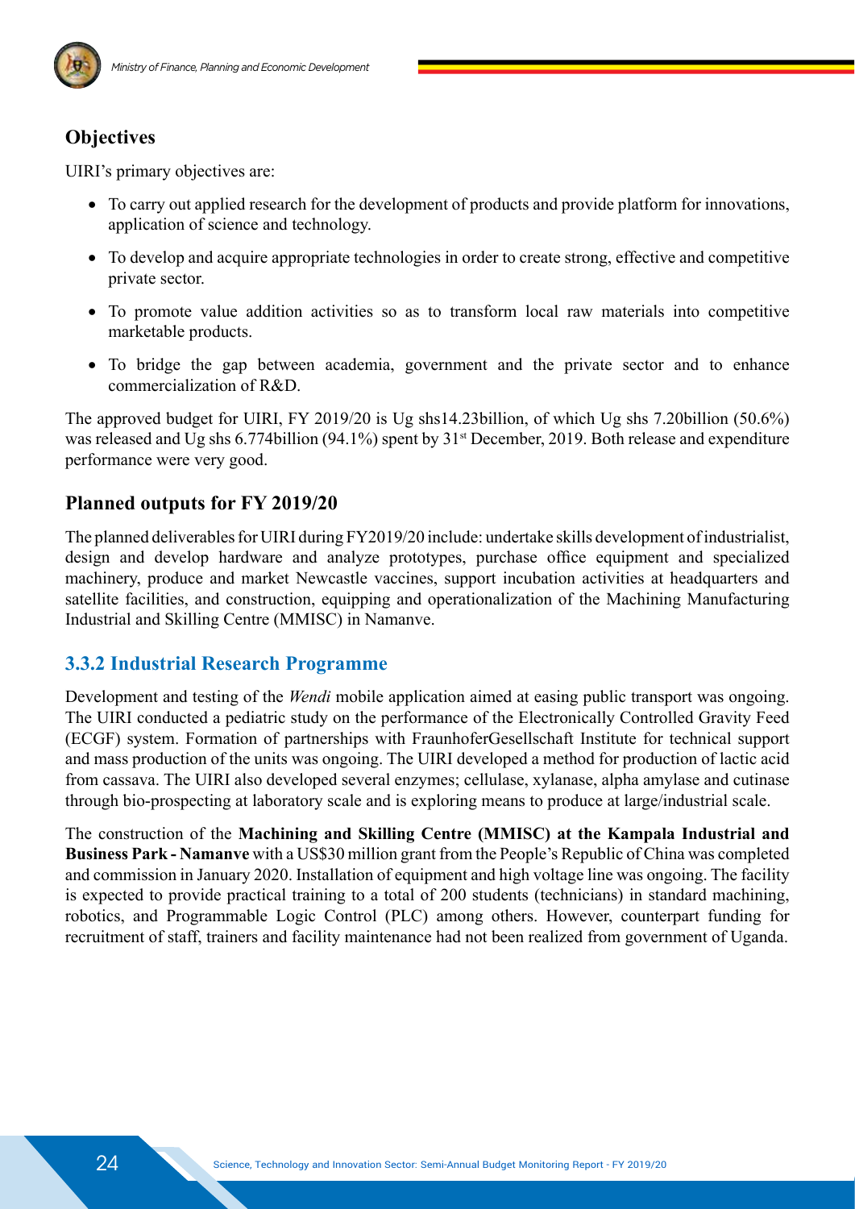## Objectives

UIRI's primary objectives are:

- To carry out applied research for the development of products and provide platform for innovations, application of science and technology.
- To develop and acquire appropriate technologies in order to create strong, effective and competitive private sector.
- To promote value addition activities so as to transform local raw materials into competitive marketable products.
- To bridge the gap between academia, government and the private sector and to enhance commercialization of R&D.

The approved budget for UIRI, FY 2019/20 is Ug shs14.23billion, of which Ug shs 7.20billion (50.6%) was released and Ug shs 6.774billion (94.1%) spent by 31st December, 2019. Both release and expenditure performance were very good.

## Planned outputs for FY 2019/20

The planned deliverables for UIRI during FY2019/20 include: undertake skills development of industrialist, design and develop hardware and analyze prototypes, purchase office equipment and specialized machinery, produce and market Newcastle vaccines, support incubation activities at headquarters and satellite facilities, and construction, equipping and operationalization of the Machining Manufacturing Industrial and Skilling Centre (MMISC) in Namanve.

### 3.3.2 Industrial Research Programme

Development and testing of the *Wendi* mobile application aimed at easing public transport was ongoing. The UIRI conducted a pediatric study on the performance of the Electronically Controlled Gravity Feed (ECGF) system. Formation of partnerships with FraunhoferGesellschaft Institute for technical support and mass production of the units was ongoing. The UIRI developed a method for production of lactic acid from cassava. The UIRI also developed several enzymes; cellulase, xylanase, alpha amylase and cutinase through bio-prospecting at laboratory scale and is exploring means to produce at large/industrial scale.

The construction of the **Machining and Skilling Centre (MMISC) at the Kampala Industrial and Business Park - Namanve** with a US$30 million grant from the People's Republic of China was completed and commission in January 2020. Installation of equipment and high voltage line was ongoing. The facility is expected to provide practical training to a total of 200 students (technicians) in standard machining, robotics, and Programmable Logic Control (PLC) among others. However, counterpart funding for recruitment of staff, trainers and facility maintenance had not been realized from government of Uganda.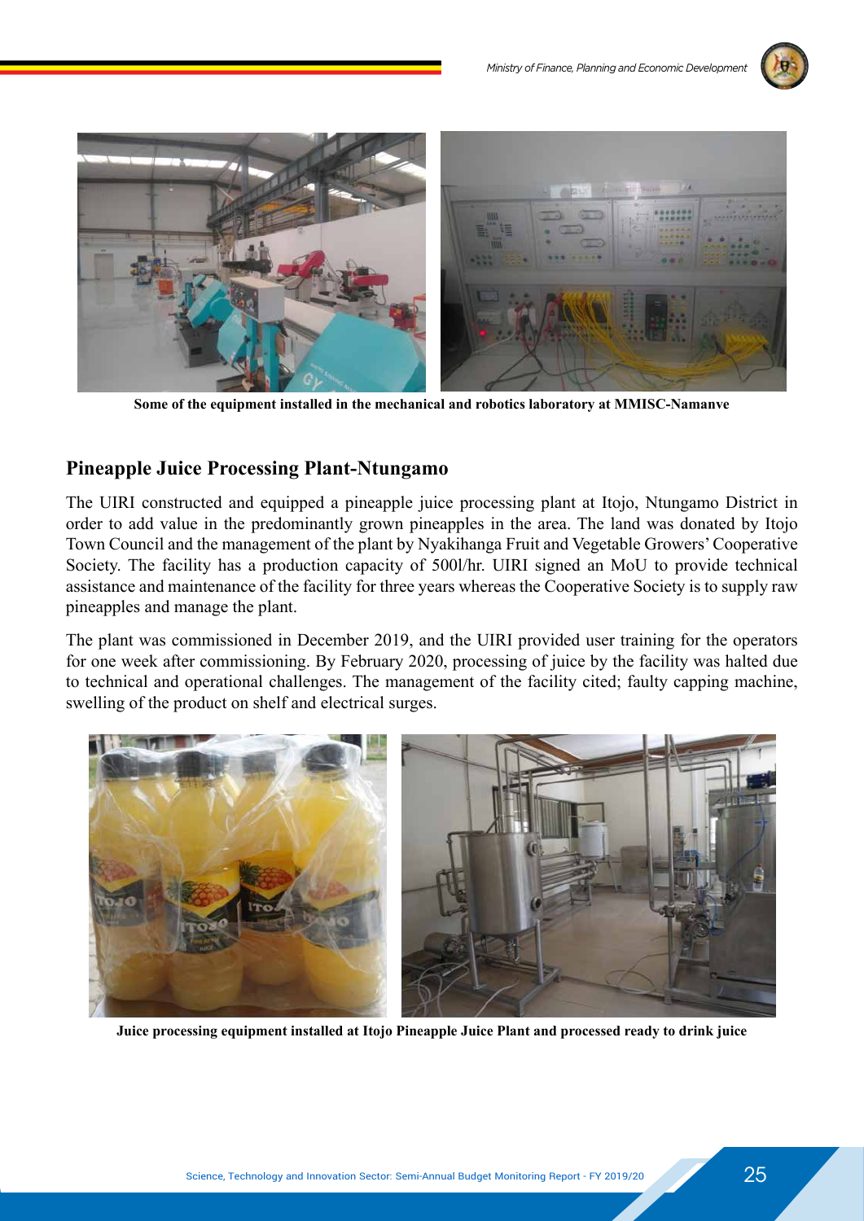Some of the equipment installed in the mechanical and robotics laboratory at MMISC-Namanve

## Pineapple Juice Processing Plant-Ntungamo

The UIRI constructed and equipped a pineapple juice processing plant at Itojo, Ntungamo District in order to add value in the predominantly grown pineapples in the area. The land was donated by Itojo Town Council and the management of the plant by Nyakihanga Fruit and Vegetable Growers' Cooperative Society. The facility has a production capacity of 500l/hr. UIRI signed an MoU to provide technical assistance and maintenance of the facility for three years whereas the Cooperative Society is to supply raw pineapples and manage the plant.

The plant was commissioned in December 2019, and the UIRI provided user training for the operators for one week after commissioning. By February 2020, processing of juice by the facility was halted due to technical and operational challenges. The management of the facility cited; faulty capping machine, swelling of the product on shelf and electrical surges.

Juice processing equipment installed at Itojo Pineapple Juice Plant and processed ready to drink juice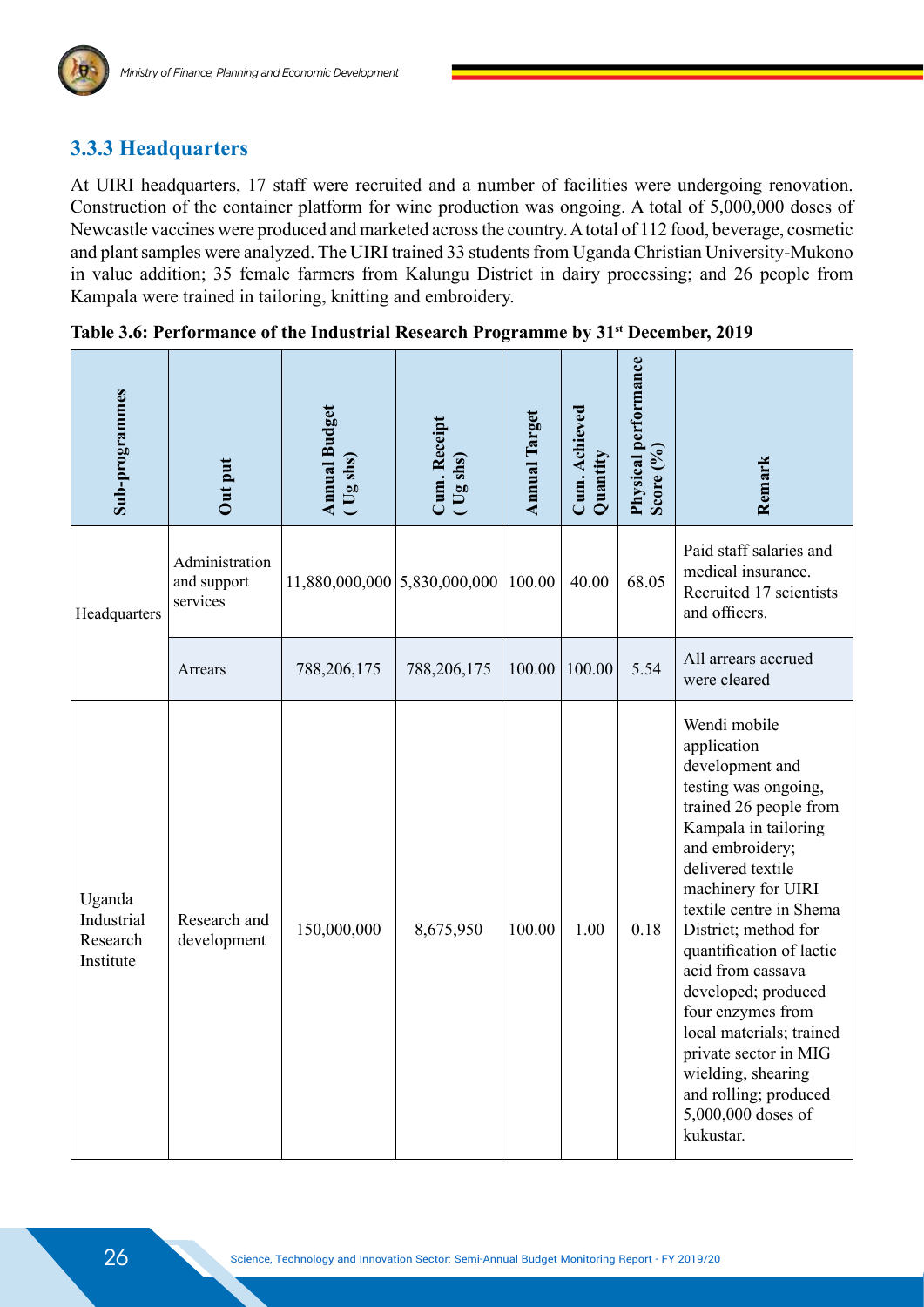### 3.3.3 Headquarters

At UIRI headquarters, 17 staff were recruited and a number of facilities were undergoing renovation. Construction of the container platform for wine production was ongoing. A total of 5,000,000 doses of Newcastle vaccines were produced and marketed across the country. A total of 112 food, beverage, cosmetic and plant samples were analyzed. The UIRI trained 33 students from Uganda Christian University-Mukono in value addition; 35 female farmers from Kalungu District in dairy processing; and 26 people from Kampala were trained in tailoring, knitting and embroidery.

**Table 3.6: Performance of the Industrial Research Programme by 31st December, 2019**

| Sub-programmes | Out put | Annual Budget ( Ug shs) | Cum. Receipt ( Ug shs) | Annual Target | Cum. Achieved Quantity | Physical performance Score (%) | Remark |
|---|---|---|---|---|---|---|---|
| Headquarters | Administration and support services | 11,880,000,000 | 5,830,000,000 | 100.00 | 40.00 | 68.05 | Paid staff salaries and medical insurance. Recruited 17 scientists and officers. |
| | Arrears | 788,206,175 | 788,206,175 | 100.00 | 100.00 | 5.54 | All arrears accrued were cleared |
| Uganda Industrial Research Institute | Research and development | 150,000,000 | 8,675,950 | 100.00 | 1.00 | 0.18 | Wendi mobile application development and testing was ongoing, trained 26 people from Kampala in tailoring and embroidery; delivered textile machinery for UIRI textile centre in Shema District; method for quantification of lactic acid from cassava developed; produced four enzymes from local materials; trained private sector in MIG wielding, shearing and rolling; produced 5,000,000 doses of kukustar. |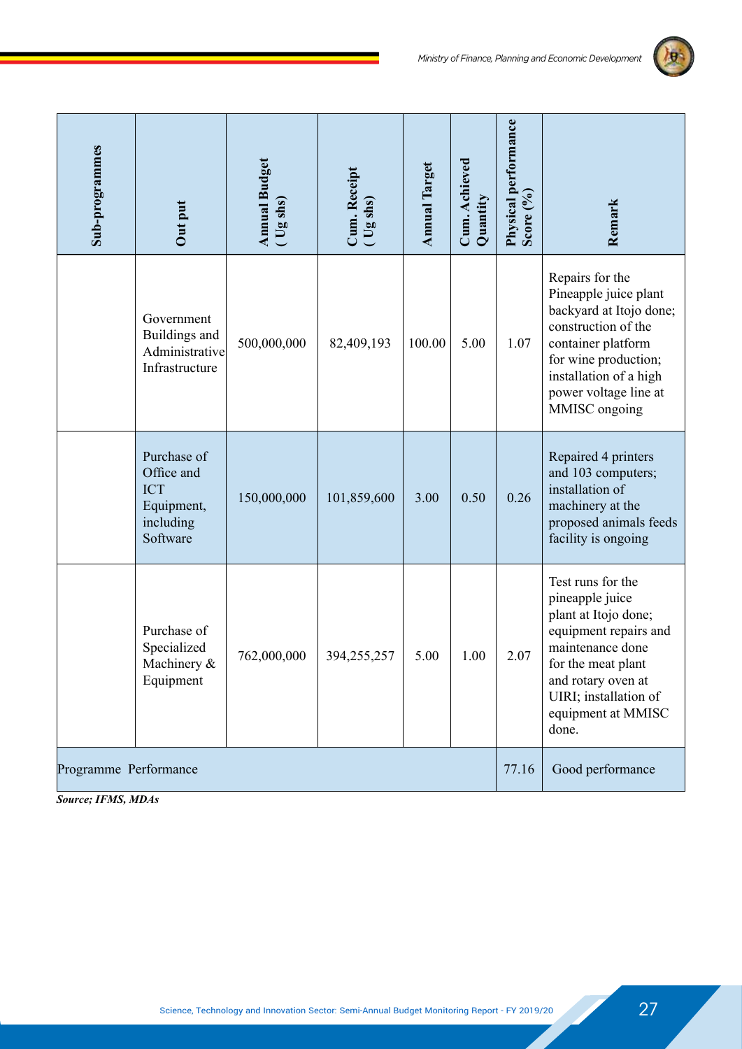| Sub-programmes | Out put | Annual Budget ( Ug shs) | Cum. Receipt ( Ug shs) | Annual Target | Cum. Achieved Quantity | Physical performance Score (%) | Remark |
|---|---|---|---|---|---|---|---|
| | Government Buildings and Administrative Infrastructure | 500,000,000 | 82,409,193 | 100.00 | 5.00 | 1.07 | Repairs for the Pineapple juice plant backyard at Itojo done; construction of the container platform for wine production; installation of a high power voltage line at MMISC ongoing |
| | Purchase of Office and ICT Equipment, including Software | 150,000,000 | 101,859,600 | 3.00 | 0.50 | 0.26 | Repaired 4 printers and 103 computers; installation of machinery at the proposed animals feeds facility is ongoing |
| | Purchase of Specialized Machinery & Equipment | 762,000,000 | 394,255,257 | 5.00 | 1.00 | 2.07 | Test runs for the pineapple juice plant at Itojo done; equipment repairs and maintenance done for the meat plant and rotary oven at UIRI; installation of equipment at MMISC done. |
| Programme Performance | | | | | | 77.16 | Good performance |

***Source; IFMS, MDAs***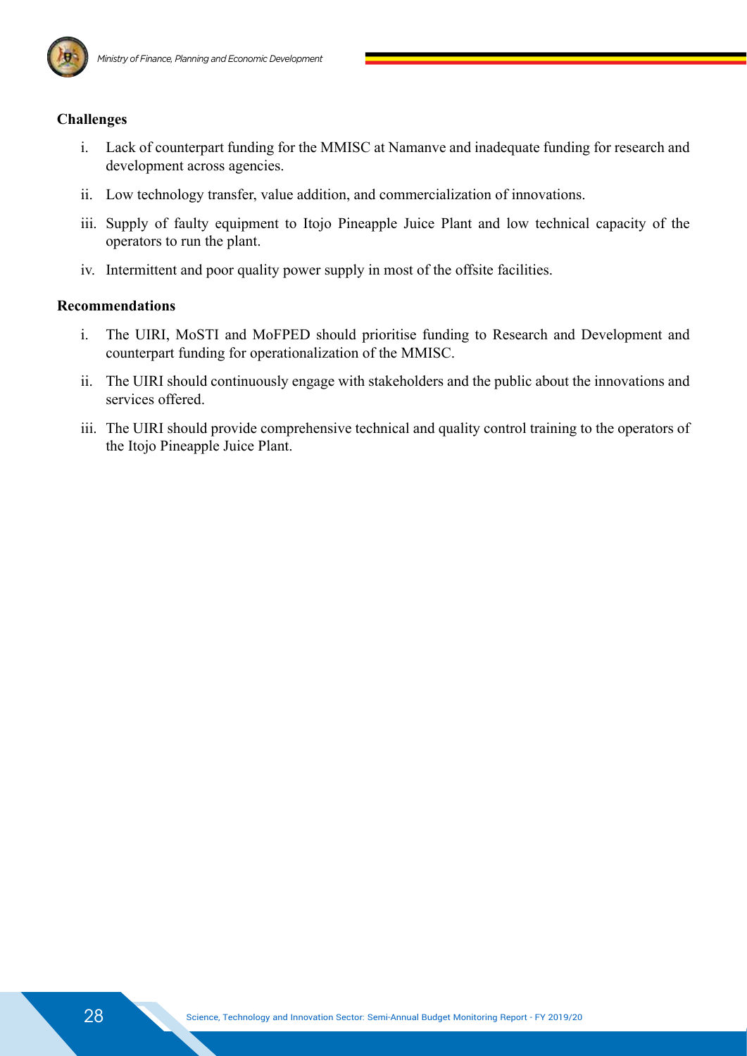**Challenges**

i. Lack of counterpart funding for the MMISC at Namanve and inadequate funding for research and development across agencies.

ii. Low technology transfer, value addition, and commercialization of innovations.

iii. Supply of faulty equipment to Itojo Pineapple Juice Plant and low technical capacity of the operators to run the plant.

iv. Intermittent and poor quality power supply in most of the offsite facilities.

**Recommendations**

i. The UIRI, MoSTI and MoFPED should prioritise funding to Research and Development and counterpart funding for operationalization of the MMISC.

ii. The UIRI should continuously engage with stakeholders and the public about the innovations and services offered.

iii. The UIRI should provide comprehensive technical and quality control training to the operators of the Itojo Pineapple Juice Plant.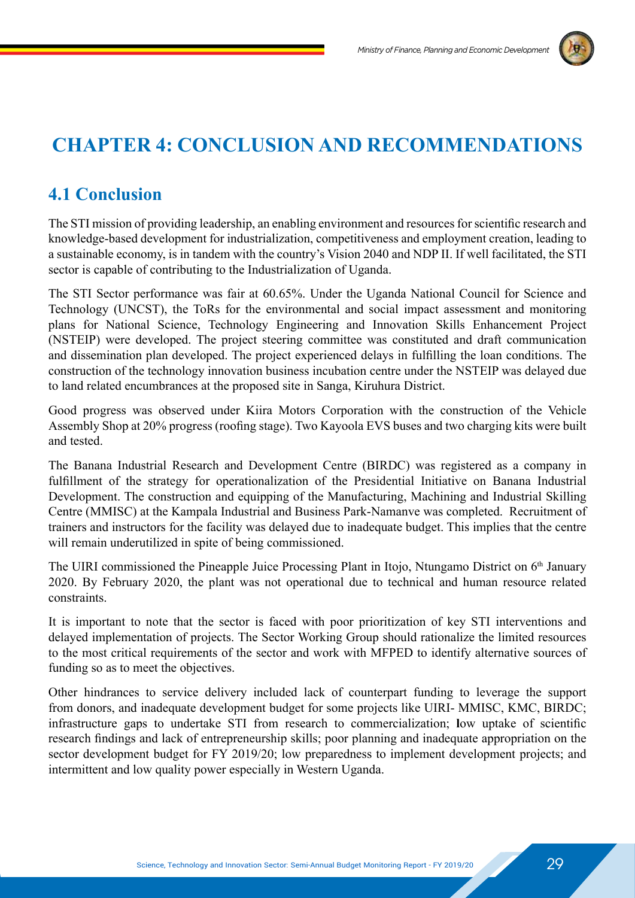# CHAPTER 4: CONCLUSION AND RECOMMENDATIONS

## 4.1 Conclusion

The STI mission of providing leadership, an enabling environment and resources for scientific research and knowledge-based development for industrialization, competitiveness and employment creation, leading to a sustainable economy, is in tandem with the country's Vision 2040 and NDP II. If well facilitated, the STI sector is capable of contributing to the Industrialization of Uganda.

The STI Sector performance was fair at 60.65%. Under the Uganda National Council for Science and Technology (UNCST), the ToRs for the environmental and social impact assessment and monitoring plans for National Science, Technology Engineering and Innovation Skills Enhancement Project (NSTEIP) were developed. The project steering committee was constituted and draft communication and dissemination plan developed. The project experienced delays in fulfilling the loan conditions. The construction of the technology innovation business incubation centre under the NSTEIP was delayed due to land related encumbrances at the proposed site in Sanga, Kiruhura District.

Good progress was observed under Kiira Motors Corporation with the construction of the Vehicle Assembly Shop at 20% progress (roofing stage). Two Kayoola EVS buses and two charging kits were built and tested.

The Banana Industrial Research and Development Centre (BIRDC) was registered as a company in fulfillment of the strategy for operationalization of the Presidential Initiative on Banana Industrial Development. The construction and equipping of the Manufacturing, Machining and Industrial Skilling Centre (MMISC) at the Kampala Industrial and Business Park-Namanve was completed. Recruitment of trainers and instructors for the facility was delayed due to inadequate budget. This implies that the centre will remain underutilized in spite of being commissioned.

The UIRI commissioned the Pineapple Juice Processing Plant in Itojo, Ntungamo District on 6th January 2020. By February 2020, the plant was not operational due to technical and human resource related constraints.

It is important to note that the sector is faced with poor prioritization of key STI interventions and delayed implementation of projects. The Sector Working Group should rationalize the limited resources to the most critical requirements of the sector and work with MFPED to identify alternative sources of funding so as to meet the objectives.

Other hindrances to service delivery included lack of counterpart funding to leverage the support from donors, and inadequate development budget for some projects like UIRI- MMISC, KMC, BIRDC; infrastructure gaps to undertake STI from research to commercialization; low uptake of scientific research findings and lack of entrepreneurship skills; poor planning and inadequate appropriation on the sector development budget for FY 2019/20; low preparedness to implement development projects; and intermittent and low quality power especially in Western Uganda.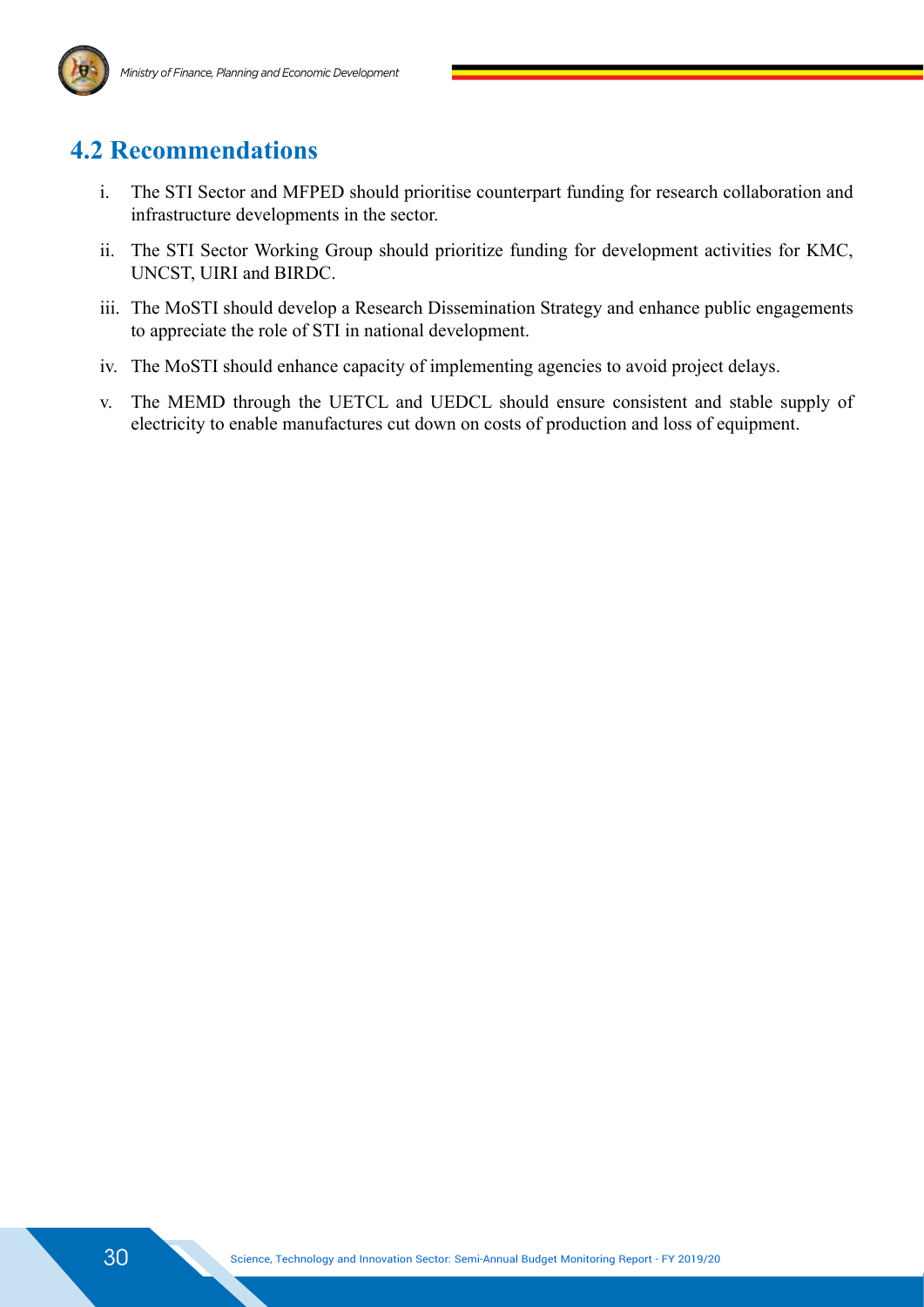## 4.2 Recommendations

i. The STI Sector and MFPED should prioritise counterpart funding for research collaboration and infrastructure developments in the sector.

ii. The STI Sector Working Group should prioritize funding for development activities for KMC, UNCST, UIRI and BIRDC.

iii. The MoSTI should develop a Research Dissemination Strategy and enhance public engagements to appreciate the role of STI in national development.

iv. The MoSTI should enhance capacity of implementing agencies to avoid project delays.

v. The MEMD through the UETCL and UEDCL should ensure consistent and stable supply of electricity to enable manufactures cut down on costs of production and loss of equipment.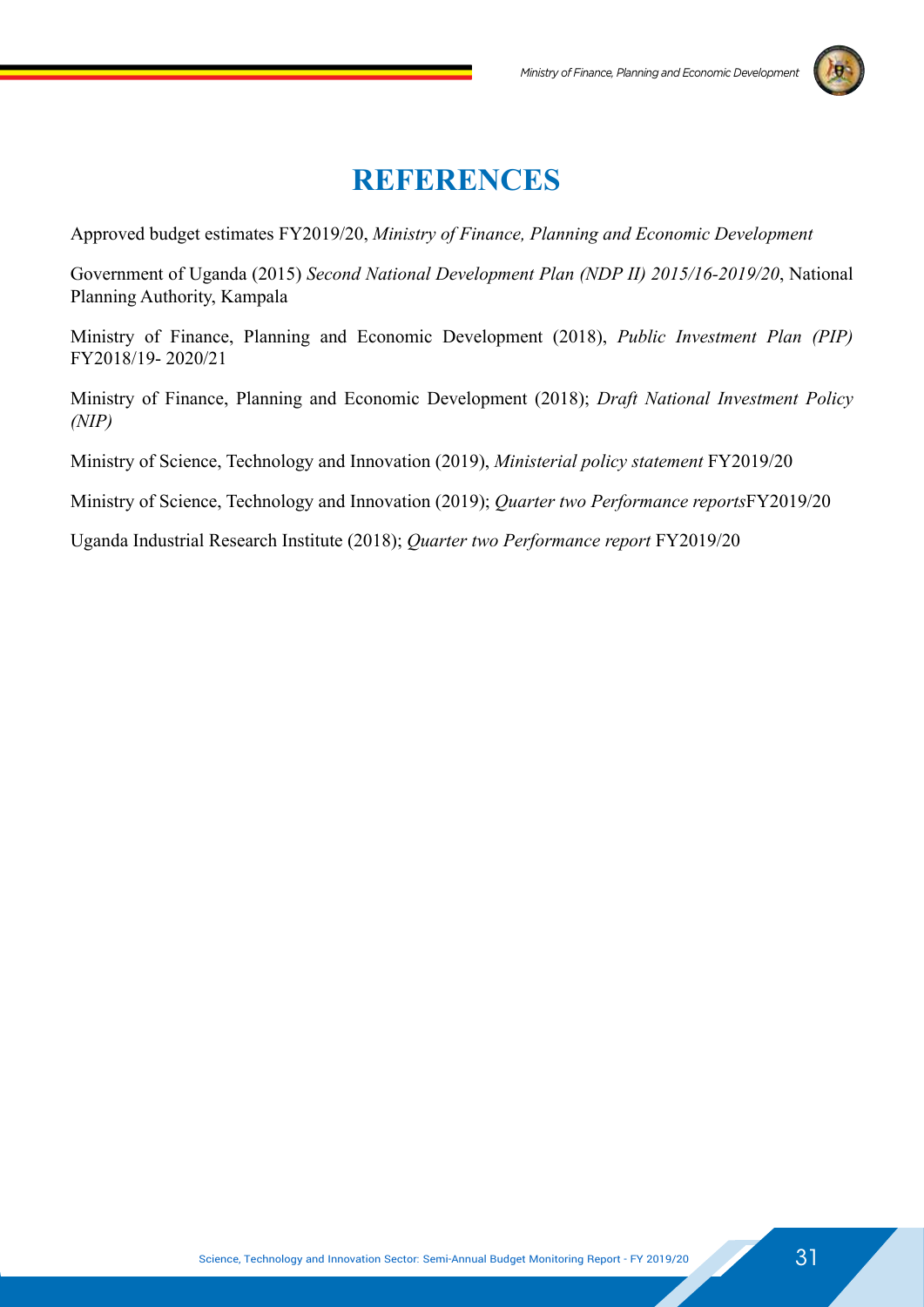# REFERENCES

Approved budget estimates FY2019/20, *Ministry of Finance, Planning and Economic Development*

Government of Uganda (2015) *Second National Development Plan (NDP II) 2015/16-2019/20*, National Planning Authority, Kampala

Ministry of Finance, Planning and Economic Development (2018), *Public Investment Plan (PIP)* FY2018/19- 2020/21

Ministry of Finance, Planning and Economic Development (2018); *Draft National Investment Policy (NIP)*

Ministry of Science, Technology and Innovation (2019), *Ministerial policy statement* FY2019/20

Ministry of Science, Technology and Innovation (2019); *Quarter two Performance reports*FY2019/20

Uganda Industrial Research Institute (2018); *Quarter two Performance report* FY2019/20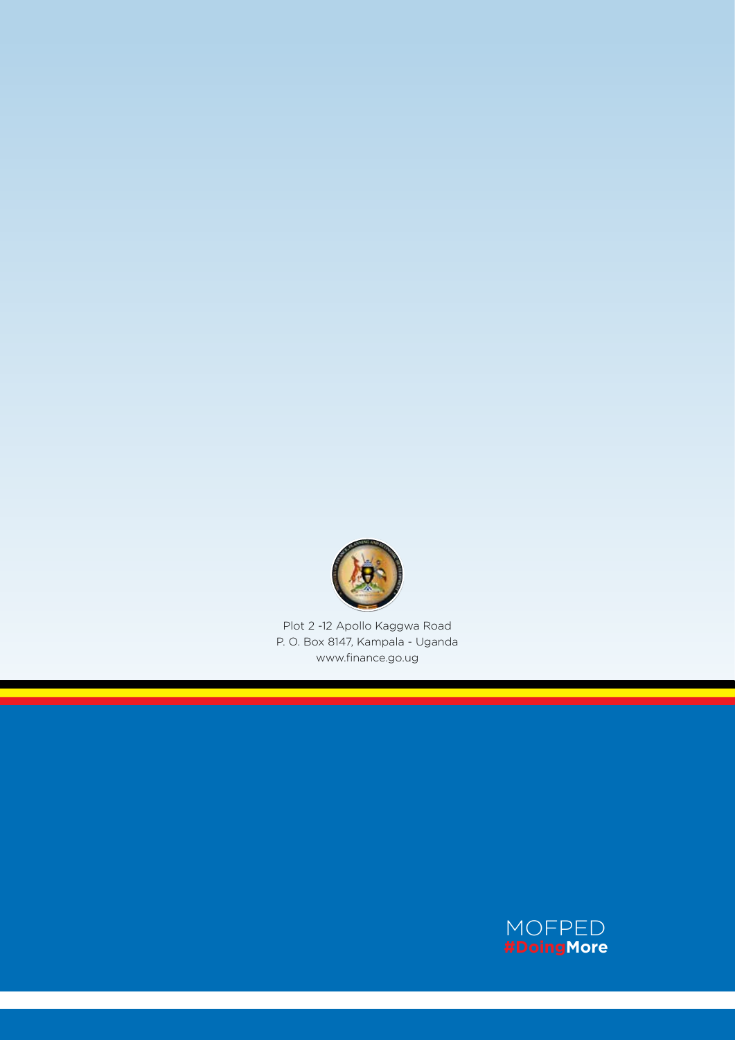Plot 2 -12 Apollo Kaggwa Road
P. O. Box 8147, Kampala - Uganda
www.finance.go.ug

MOFPED
#DoingMore